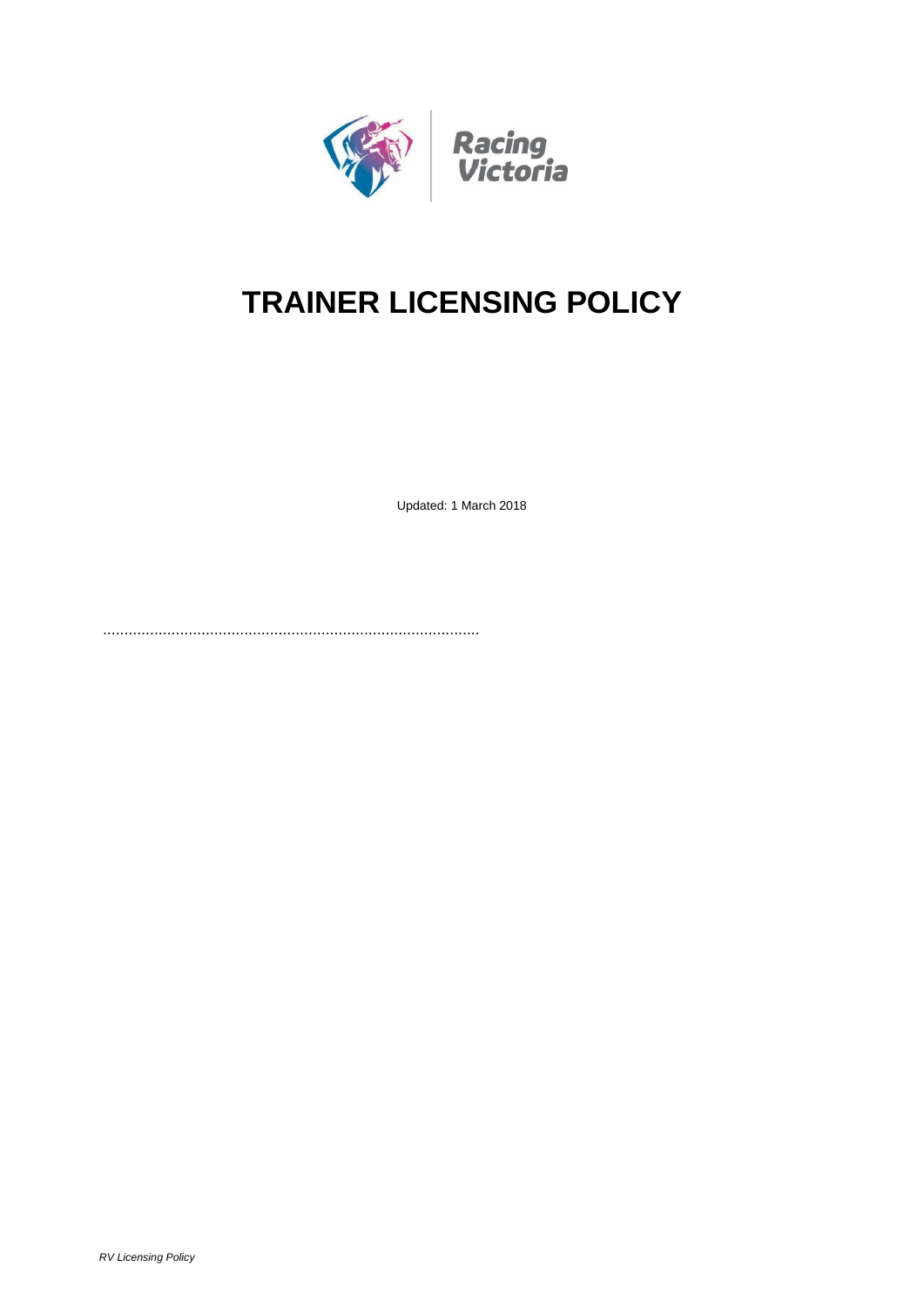Racing Victoria

# TRAINER LICENSING POLICY

Updated: 1 March 2018

..........................................................................................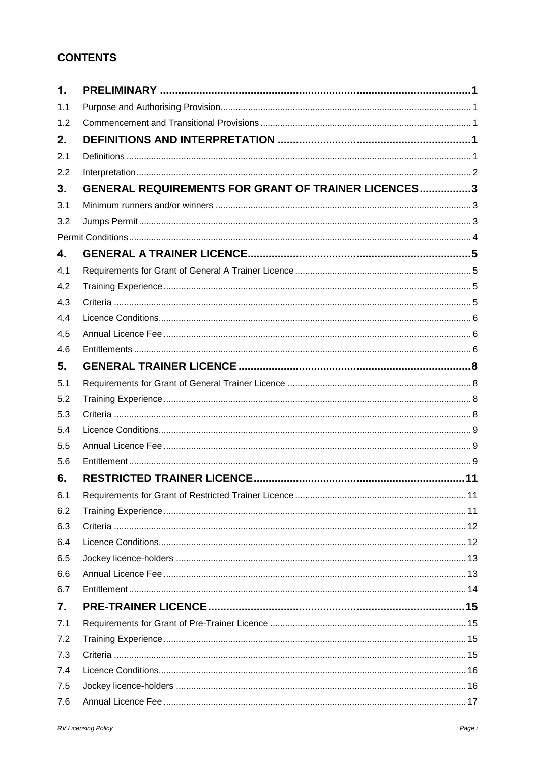## CONTENTS

| | | |
|---|---|---|
| **1.** | **PRELIMINARY** | **1** |
| 1.1 | Purpose and Authorising Provision | 1 |
| 1.2 | Commencement and Transitional Provisions | 1 |
| **2.** | **DEFINITIONS AND INTERPRETATION** | **1** |
| 2.1 | Definitions | 1 |
| 2.2 | Interpretation | 2 |
| **3.** | **GENERAL REQUIREMENTS FOR GRANT OF TRAINER LICENCES** | **3** |
| 3.1 | Minimum runners and/or winners | 3 |
| 3.2 | Jumps Permit | 3 |
| Permit Conditions | | 4 |
| **4.** | **GENERAL A TRAINER LICENCE** | **5** |
| 4.1 | Requirements for Grant of General A Trainer Licence | 5 |
| 4.2 | Training Experience | 5 |
| 4.3 | Criteria | 5 |
| 4.4 | Licence Conditions | 6 |
| 4.5 | Annual Licence Fee | 6 |
| 4.6 | Entitlements | 6 |
| **5.** | **GENERAL TRAINER LICENCE** | **8** |
| 5.1 | Requirements for Grant of General Trainer Licence | 8 |
| 5.2 | Training Experience | 8 |
| 5.3 | Criteria | 8 |
| 5.4 | Licence Conditions | 9 |
| 5.5 | Annual Licence Fee | 9 |
| 5.6 | Entitlement | 9 |
| **6.** | **RESTRICTED TRAINER LICENCE** | **11** |
| 6.1 | Requirements for Grant of Restricted Trainer Licence | 11 |
| 6.2 | Training Experience | 11 |
| 6.3 | Criteria | 12 |
| 6.4 | Licence Conditions | 12 |
| 6.5 | Jockey licence-holders | 13 |
| 6.6 | Annual Licence Fee | 13 |
| 6.7 | Entitlement | 14 |
| **7.** | **PRE-TRAINER LICENCE** | **15** |
| 7.1 | Requirements for Grant of Pre-Trainer Licence | 15 |
| 7.2 | Training Experience | 15 |
| 7.3 | Criteria | 15 |
| 7.4 | Licence Conditions | 16 |
| 7.5 | Jockey licence-holders | 16 |
| 7.6 | Annual Licence Fee | 17 |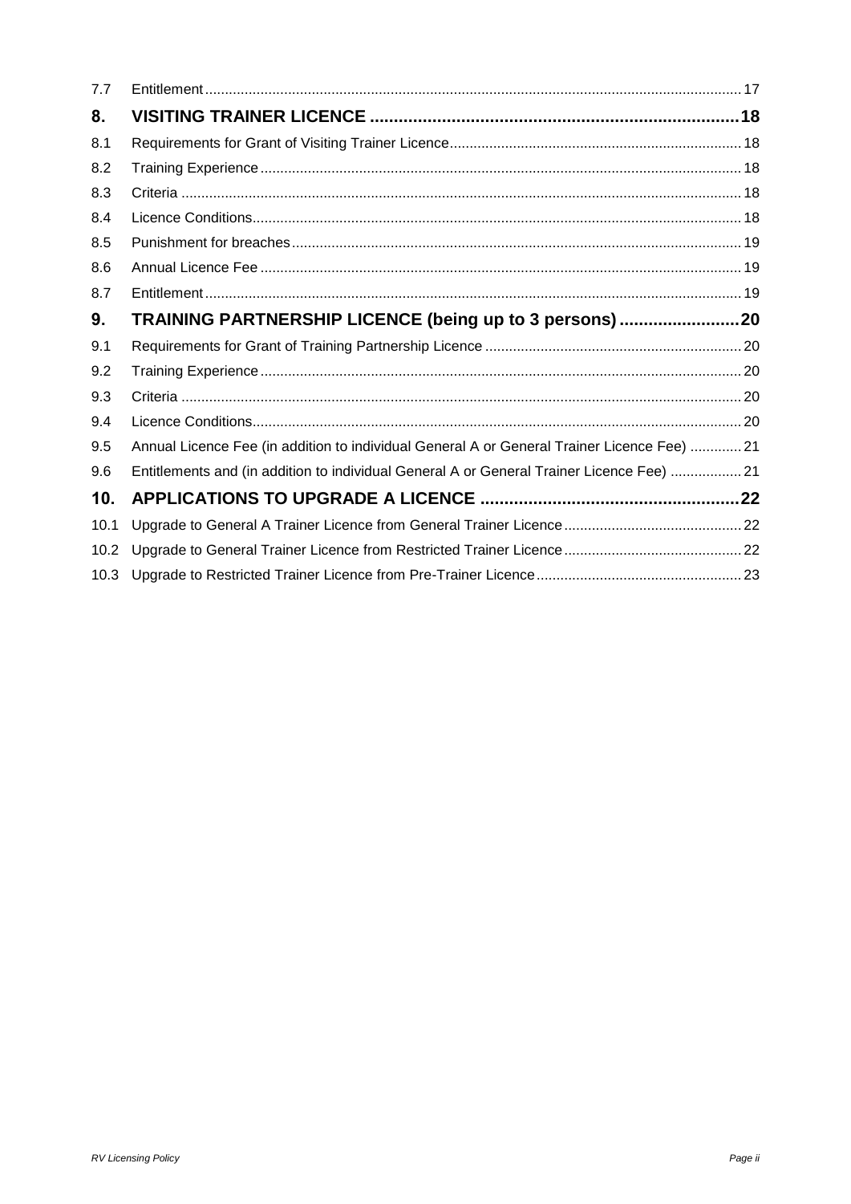| | | |
|---|---|---|
| 7.7 | Entitlement | 17 |
| **8.** | **VISITING TRAINER LICENCE** | **18** |
| 8.1 | Requirements for Grant of Visiting Trainer Licence | 18 |
| 8.2 | Training Experience | 18 |
| 8.3 | Criteria | 18 |
| 8.4 | Licence Conditions | 18 |
| 8.5 | Punishment for breaches | 19 |
| 8.6 | Annual Licence Fee | 19 |
| 8.7 | Entitlement | 19 |
| **9.** | **TRAINING PARTNERSHIP LICENCE (being up to 3 persons)** | **20** |
| 9.1 | Requirements for Grant of Training Partnership Licence | 20 |
| 9.2 | Training Experience | 20 |
| 9.3 | Criteria | 20 |
| 9.4 | Licence Conditions | 20 |
| 9.5 | Annual Licence Fee (in addition to individual General A or General Trainer Licence Fee) | 21 |
| 9.6 | Entitlements and (in addition to individual General A or General Trainer Licence Fee) | 21 |
| **10.** | **APPLICATIONS TO UPGRADE A LICENCE** | **22** |
| 10.1 | Upgrade to General A Trainer Licence from General Trainer Licence | 22 |
| 10.2 | Upgrade to General Trainer Licence from Restricted Trainer Licence | 22 |
| 10.3 | Upgrade to Restricted Trainer Licence from Pre-Trainer Licence | 23 |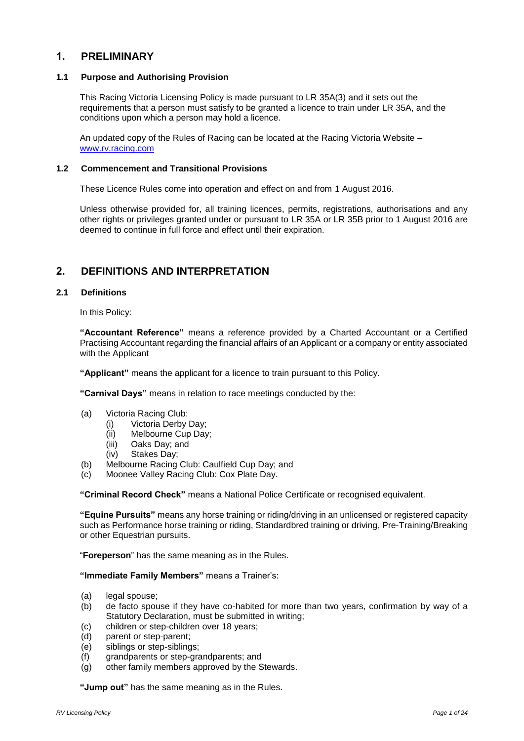# 1. PRELIMINARY

## 1.1 Purpose and Authorising Provision

This Racing Victoria Licensing Policy is made pursuant to LR 35A(3) and it sets out the requirements that a person must satisfy to be granted a licence to train under LR 35A, and the conditions upon which a person may hold a licence.

An updated copy of the Rules of Racing can be located at the Racing Victoria Website – www.rv.racing.com

## 1.2 Commencement and Transitional Provisions

These Licence Rules come into operation and effect on and from 1 August 2016.

Unless otherwise provided for, all training licences, permits, registrations, authorisations and any other rights or privileges granted under or pursuant to LR 35A or LR 35B prior to 1 August 2016 are deemed to continue in full force and effect until their expiration.

# 2. DEFINITIONS AND INTERPRETATION

## 2.1 Definitions

In this Policy:

**"Accountant Reference"** means a reference provided by a Charted Accountant or a Certified Practising Accountant regarding the financial affairs of an Applicant or a company or entity associated with the Applicant

**"Applicant"** means the applicant for a licence to train pursuant to this Policy.

**"Carnival Days"** means in relation to race meetings conducted by the:

(a) Victoria Racing Club:
  (i) Victoria Derby Day;
  (ii) Melbourne Cup Day;
  (iii) Oaks Day; and
  (iv) Stakes Day;
(b) Melbourne Racing Club: Caulfield Cup Day; and
(c) Moonee Valley Racing Club: Cox Plate Day.

**"Criminal Record Check"** means a National Police Certificate or recognised equivalent.

**"Equine Pursuits"** means any horse training or riding/driving in an unlicensed or registered capacity such as Performance horse training or riding, Standardbred training or driving, Pre-Training/Breaking or other Equestrian pursuits.

"**Foreperson**" has the same meaning as in the Rules.

**"Immediate Family Members"** means a Trainer's:

(a) legal spouse;
(b) de facto spouse if they have co-habited for more than two years, confirmation by way of a Statutory Declaration, must be submitted in writing;
(c) children or step-children over 18 years;
(d) parent or step-parent;
(e) siblings or step-siblings;
(f) grandparents or step-grandparents; and
(g) other family members approved by the Stewards.

**"Jump out"** has the same meaning as in the Rules.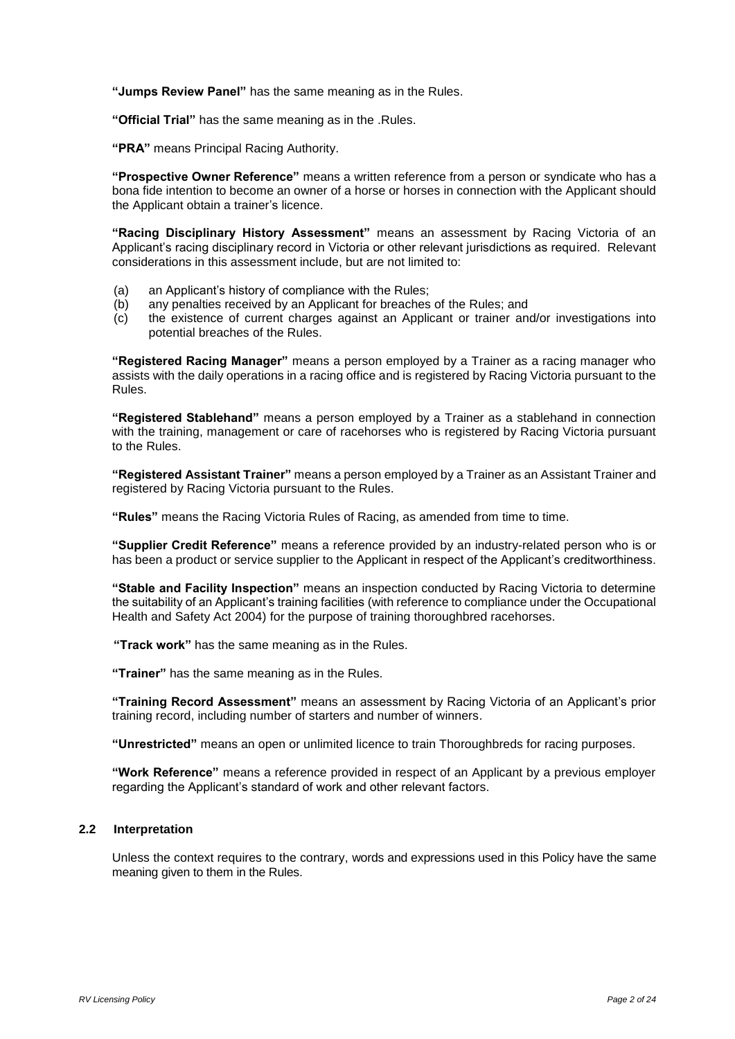**"Jumps Review Panel"** has the same meaning as in the Rules.

**"Official Trial"** has the same meaning as in the .Rules.

**"PRA"** means Principal Racing Authority.

**"Prospective Owner Reference"** means a written reference from a person or syndicate who has a bona fide intention to become an owner of a horse or horses in connection with the Applicant should the Applicant obtain a trainer's licence.

**"Racing Disciplinary History Assessment"** means an assessment by Racing Victoria of an Applicant's racing disciplinary record in Victoria or other relevant jurisdictions as required. Relevant considerations in this assessment include, but are not limited to:

(a) an Applicant's history of compliance with the Rules;
(b) any penalties received by an Applicant for breaches of the Rules; and
(c) the existence of current charges against an Applicant or trainer and/or investigations into potential breaches of the Rules.

**"Registered Racing Manager"** means a person employed by a Trainer as a racing manager who assists with the daily operations in a racing office and is registered by Racing Victoria pursuant to the Rules.

**"Registered Stablehand"** means a person employed by a Trainer as a stablehand in connection with the training, management or care of racehorses who is registered by Racing Victoria pursuant to the Rules.

**"Registered Assistant Trainer"** means a person employed by a Trainer as an Assistant Trainer and registered by Racing Victoria pursuant to the Rules.

**"Rules"** means the Racing Victoria Rules of Racing, as amended from time to time.

**"Supplier Credit Reference"** means a reference provided by an industry-related person who is or has been a product or service supplier to the Applicant in respect of the Applicant's creditworthiness.

**"Stable and Facility Inspection"** means an inspection conducted by Racing Victoria to determine the suitability of an Applicant's training facilities (with reference to compliance under the Occupational Health and Safety Act 2004) for the purpose of training thoroughbred racehorses.

**"Track work"** has the same meaning as in the Rules.

**"Trainer"** has the same meaning as in the Rules.

**"Training Record Assessment"** means an assessment by Racing Victoria of an Applicant's prior training record, including number of starters and number of winners.

**"Unrestricted"** means an open or unlimited licence to train Thoroughbreds for racing purposes.

**"Work Reference"** means a reference provided in respect of an Applicant by a previous employer regarding the Applicant's standard of work and other relevant factors.

### 2.2 Interpretation

Unless the context requires to the contrary, words and expressions used in this Policy have the same meaning given to them in the Rules.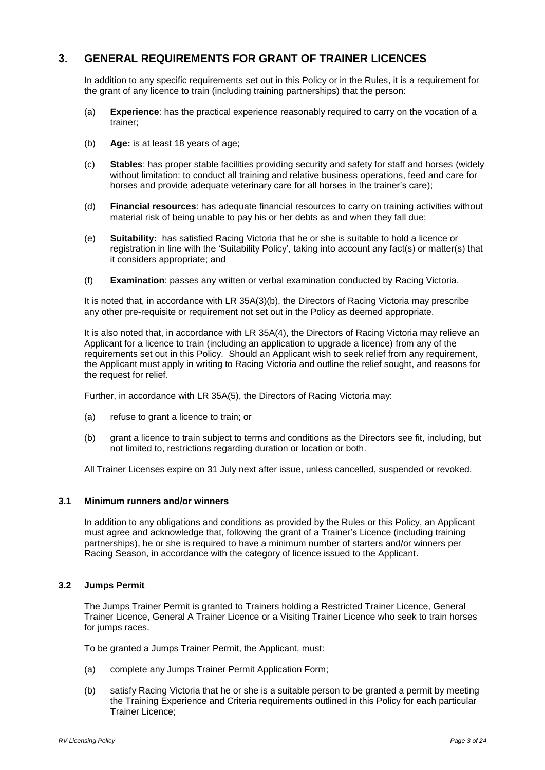## 3. GENERAL REQUIREMENTS FOR GRANT OF TRAINER LICENCES

In addition to any specific requirements set out in this Policy or in the Rules, it is a requirement for the grant of any licence to train (including training partnerships) that the person:

(a) **Experience**: has the practical experience reasonably required to carry on the vocation of a trainer;

(b) **Age:** is at least 18 years of age;

(c) **Stables**: has proper stable facilities providing security and safety for staff and horses (widely without limitation: to conduct all training and relative business operations, feed and care for horses and provide adequate veterinary care for all horses in the trainer's care);

(d) **Financial resources**: has adequate financial resources to carry on training activities without material risk of being unable to pay his or her debts as and when they fall due;

(e) **Suitability:** has satisfied Racing Victoria that he or she is suitable to hold a licence or registration in line with the 'Suitability Policy', taking into account any fact(s) or matter(s) that it considers appropriate; and

(f) **Examination**: passes any written or verbal examination conducted by Racing Victoria.

It is noted that, in accordance with LR 35A(3)(b), the Directors of Racing Victoria may prescribe any other pre-requisite or requirement not set out in the Policy as deemed appropriate.

It is also noted that, in accordance with LR 35A(4), the Directors of Racing Victoria may relieve an Applicant for a licence to train (including an application to upgrade a licence) from any of the requirements set out in this Policy. Should an Applicant wish to seek relief from any requirement, the Applicant must apply in writing to Racing Victoria and outline the relief sought, and reasons for the request for relief.

Further, in accordance with LR 35A(5), the Directors of Racing Victoria may:

(a) refuse to grant a licence to train; or

(b) grant a licence to train subject to terms and conditions as the Directors see fit, including, but not limited to, restrictions regarding duration or location or both.

All Trainer Licenses expire on 31 July next after issue, unless cancelled, suspended or revoked.

### 3.1 Minimum runners and/or winners

In addition to any obligations and conditions as provided by the Rules or this Policy, an Applicant must agree and acknowledge that, following the grant of a Trainer's Licence (including training partnerships), he or she is required to have a minimum number of starters and/or winners per Racing Season, in accordance with the category of licence issued to the Applicant.

### 3.2 Jumps Permit

The Jumps Trainer Permit is granted to Trainers holding a Restricted Trainer Licence, General Trainer Licence, General A Trainer Licence or a Visiting Trainer Licence who seek to train horses for jumps races.

To be granted a Jumps Trainer Permit, the Applicant, must:

(a) complete any Jumps Trainer Permit Application Form;

(b) satisfy Racing Victoria that he or she is a suitable person to be granted a permit by meeting the Training Experience and Criteria requirements outlined in this Policy for each particular Trainer Licence;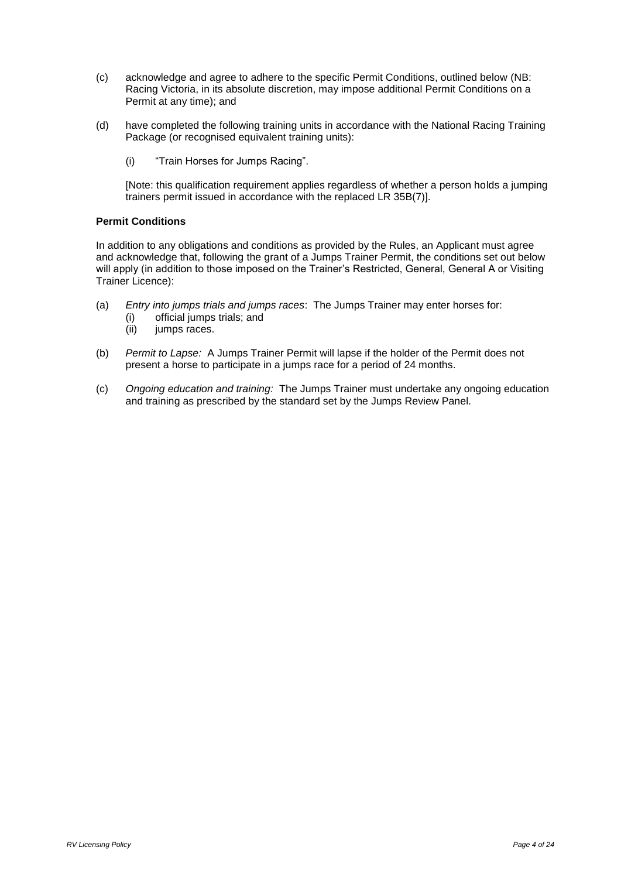(c) acknowledge and agree to adhere to the specific Permit Conditions, outlined below (NB: Racing Victoria, in its absolute discretion, may impose additional Permit Conditions on a Permit at any time); and

(d) have completed the following training units in accordance with the National Racing Training Package (or recognised equivalent training units):

   (i) "Train Horses for Jumps Racing".

   [Note: this qualification requirement applies regardless of whether a person holds a jumping trainers permit issued in accordance with the replaced LR 35B(7)].

**Permit Conditions**

In addition to any obligations and conditions as provided by the Rules, an Applicant must agree and acknowledge that, following the grant of a Jumps Trainer Permit, the conditions set out below will apply (in addition to those imposed on the Trainer's Restricted, General, General A or Visiting Trainer Licence):

(a) *Entry into jumps trials and jumps races*: The Jumps Trainer may enter horses for:
   (i) official jumps trials; and
   (ii) jumps races.

(b) *Permit to Lapse:* A Jumps Trainer Permit will lapse if the holder of the Permit does not present a horse to participate in a jumps race for a period of 24 months.

(c) *Ongoing education and training:* The Jumps Trainer must undertake any ongoing education and training as prescribed by the standard set by the Jumps Review Panel.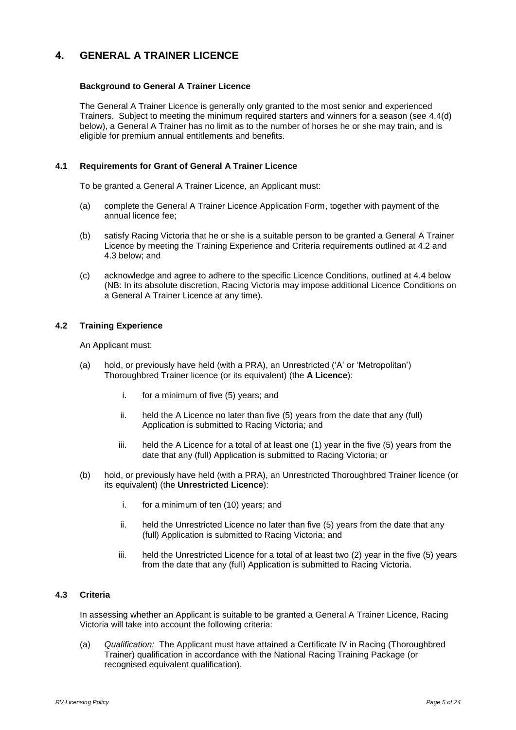## 4. GENERAL A TRAINER LICENCE

**Background to General A Trainer Licence**

The General A Trainer Licence is generally only granted to the most senior and experienced Trainers. Subject to meeting the minimum required starters and winners for a season (see 4.4(d) below), a General A Trainer has no limit as to the number of horses he or she may train, and is eligible for premium annual entitlements and benefits.

### 4.1 Requirements for Grant of General A Trainer Licence

To be granted a General A Trainer Licence, an Applicant must:

(a) complete the General A Trainer Licence Application Form, together with payment of the annual licence fee;

(b) satisfy Racing Victoria that he or she is a suitable person to be granted a General A Trainer Licence by meeting the Training Experience and Criteria requirements outlined at 4.2 and 4.3 below; and

(c) acknowledge and agree to adhere to the specific Licence Conditions, outlined at 4.4 below (NB: In its absolute discretion, Racing Victoria may impose additional Licence Conditions on a General A Trainer Licence at any time).

### 4.2 Training Experience

An Applicant must:

(a) hold, or previously have held (with a PRA), an Unrestricted ('A' or 'Metropolitan') Thoroughbred Trainer licence (or its equivalent) (the **A Licence**):

i. for a minimum of five (5) years; and

ii. held the A Licence no later than five (5) years from the date that any (full) Application is submitted to Racing Victoria; and

iii. held the A Licence for a total of at least one (1) year in the five (5) years from the date that any (full) Application is submitted to Racing Victoria; or

(b) hold, or previously have held (with a PRA), an Unrestricted Thoroughbred Trainer licence (or its equivalent) (the **Unrestricted Licence**):

i. for a minimum of ten (10) years; and

ii. held the Unrestricted Licence no later than five (5) years from the date that any (full) Application is submitted to Racing Victoria; and

iii. held the Unrestricted Licence for a total of at least two (2) year in the five (5) years from the date that any (full) Application is submitted to Racing Victoria.

### 4.3 Criteria

In assessing whether an Applicant is suitable to be granted a General A Trainer Licence, Racing Victoria will take into account the following criteria:

(a) *Qualification:* The Applicant must have attained a Certificate IV in Racing (Thoroughbred Trainer) qualification in accordance with the National Racing Training Package (or recognised equivalent qualification).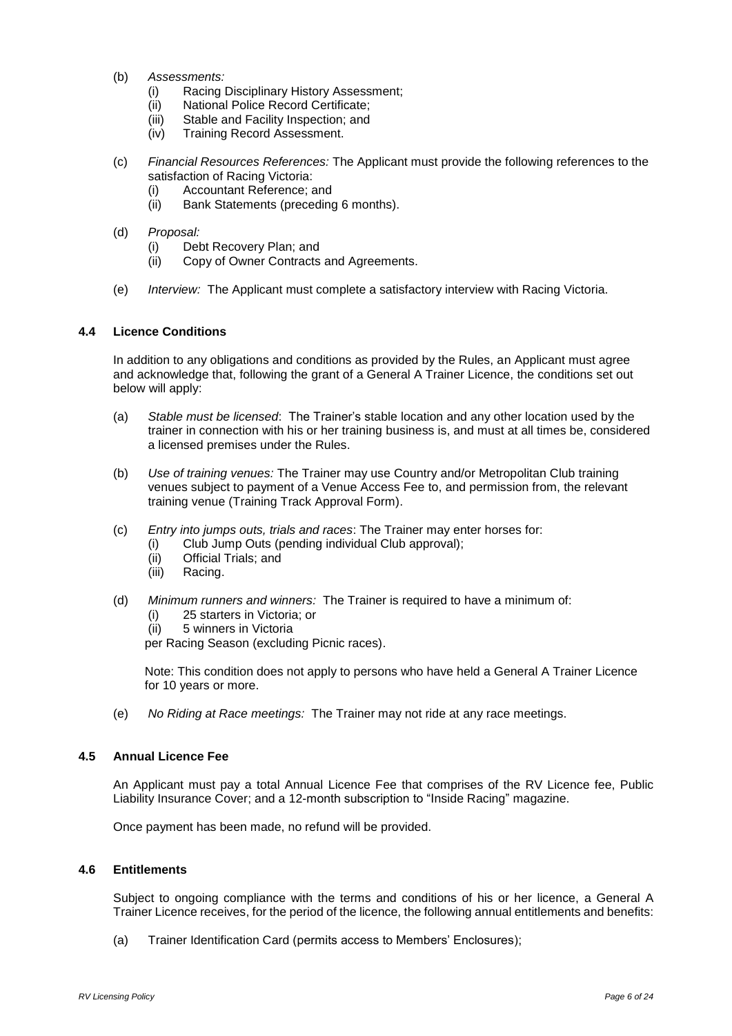(b) *Assessments:*
   (i) Racing Disciplinary History Assessment;
   (ii) National Police Record Certificate;
   (iii) Stable and Facility Inspection; and
   (iv) Training Record Assessment.

(c) *Financial Resources References:* The Applicant must provide the following references to the satisfaction of Racing Victoria:
   (i) Accountant Reference; and
   (ii) Bank Statements (preceding 6 months).

(d) *Proposal:*
   (i) Debt Recovery Plan; and
   (ii) Copy of Owner Contracts and Agreements.

(e) *Interview:* The Applicant must complete a satisfactory interview with Racing Victoria.

### 4.4 Licence Conditions

In addition to any obligations and conditions as provided by the Rules, an Applicant must agree and acknowledge that, following the grant of a General A Trainer Licence, the conditions set out below will apply:

(a) *Stable must be licensed*: The Trainer's stable location and any other location used by the trainer in connection with his or her training business is, and must at all times be, considered a licensed premises under the Rules.

(b) *Use of training venues:* The Trainer may use Country and/or Metropolitan Club training venues subject to payment of a Venue Access Fee to, and permission from, the relevant training venue (Training Track Approval Form).

(c) *Entry into jumps outs, trials and races*: The Trainer may enter horses for:
   (i) Club Jump Outs (pending individual Club approval);
   (ii) Official Trials; and
   (iii) Racing.

(d) *Minimum runners and winners:* The Trainer is required to have a minimum of:
   (i) 25 starters in Victoria; or
   (ii) 5 winners in Victoria

   per Racing Season (excluding Picnic races).

   Note: This condition does not apply to persons who have held a General A Trainer Licence for 10 years or more.

(e) *No Riding at Race meetings:* The Trainer may not ride at any race meetings.

### 4.5 Annual Licence Fee

An Applicant must pay a total Annual Licence Fee that comprises of the RV Licence fee, Public Liability Insurance Cover; and a 12-month subscription to "Inside Racing" magazine.

Once payment has been made, no refund will be provided.

### 4.6 Entitlements

Subject to ongoing compliance with the terms and conditions of his or her licence, a General A Trainer Licence receives, for the period of the licence, the following annual entitlements and benefits:

(a) Trainer Identification Card (permits access to Members' Enclosures);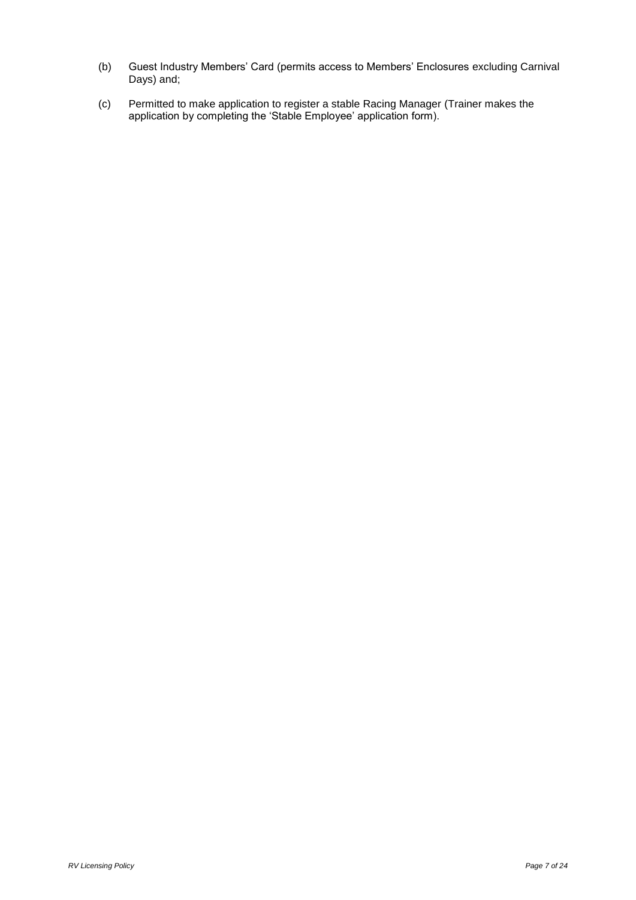(b) Guest Industry Members' Card (permits access to Members' Enclosures excluding Carnival Days) and;

(c) Permitted to make application to register a stable Racing Manager (Trainer makes the application by completing the 'Stable Employee' application form).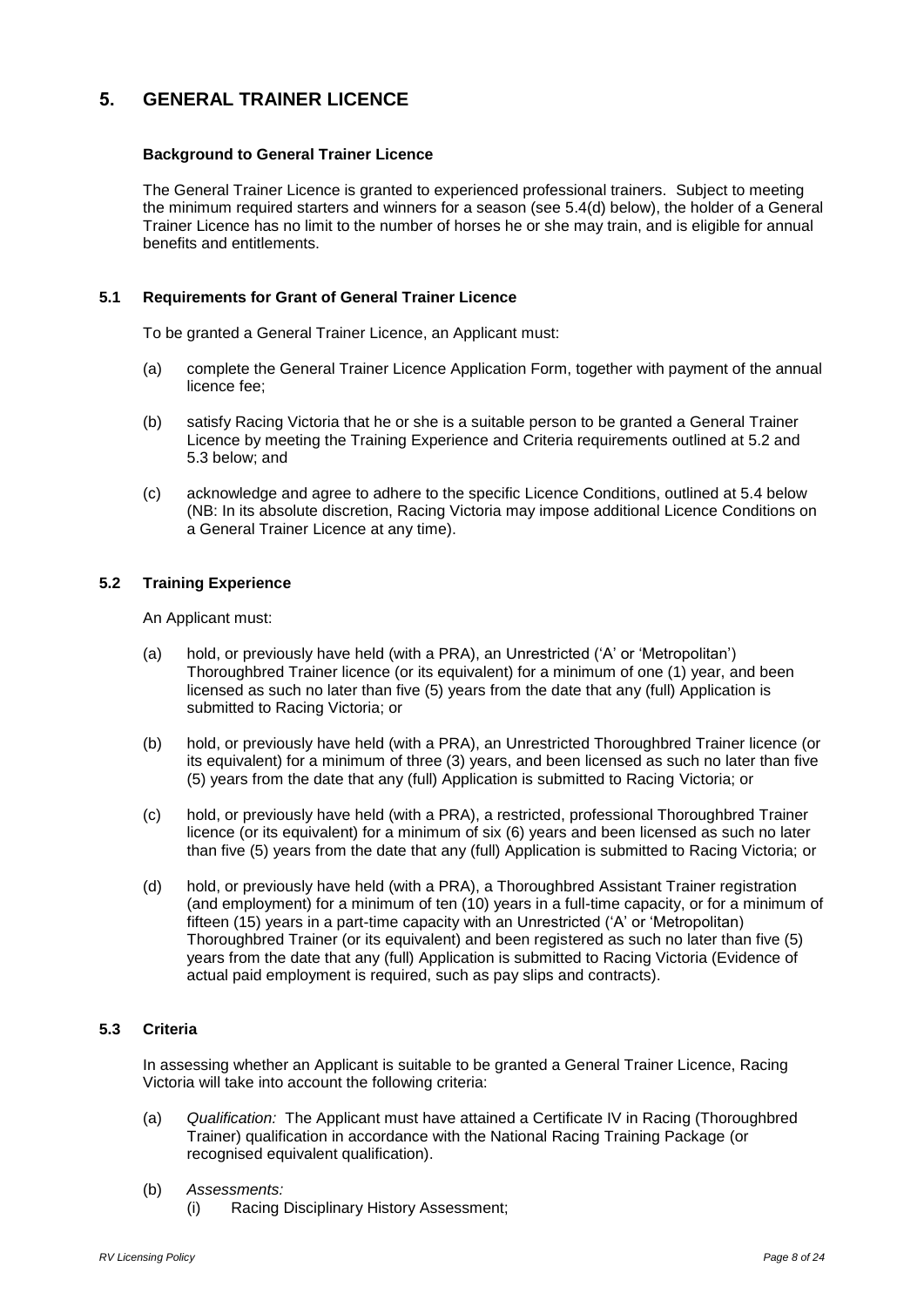## 5. GENERAL TRAINER LICENCE

### Background to General Trainer Licence

The General Trainer Licence is granted to experienced professional trainers. Subject to meeting the minimum required starters and winners for a season (see 5.4(d) below), the holder of a General Trainer Licence has no limit to the number of horses he or she may train, and is eligible for annual benefits and entitlements.

### 5.1 Requirements for Grant of General Trainer Licence

To be granted a General Trainer Licence, an Applicant must:

(a) complete the General Trainer Licence Application Form, together with payment of the annual licence fee;

(b) satisfy Racing Victoria that he or she is a suitable person to be granted a General Trainer Licence by meeting the Training Experience and Criteria requirements outlined at 5.2 and 5.3 below; and

(c) acknowledge and agree to adhere to the specific Licence Conditions, outlined at 5.4 below (NB: In its absolute discretion, Racing Victoria may impose additional Licence Conditions on a General Trainer Licence at any time).

### 5.2 Training Experience

An Applicant must:

(a) hold, or previously have held (with a PRA), an Unrestricted ('A' or 'Metropolitan') Thoroughbred Trainer licence (or its equivalent) for a minimum of one (1) year, and been licensed as such no later than five (5) years from the date that any (full) Application is submitted to Racing Victoria; or

(b) hold, or previously have held (with a PRA), an Unrestricted Thoroughbred Trainer licence (or its equivalent) for a minimum of three (3) years, and been licensed as such no later than five (5) years from the date that any (full) Application is submitted to Racing Victoria; or

(c) hold, or previously have held (with a PRA), a restricted, professional Thoroughbred Trainer licence (or its equivalent) for a minimum of six (6) years and been licensed as such no later than five (5) years from the date that any (full) Application is submitted to Racing Victoria; or

(d) hold, or previously have held (with a PRA), a Thoroughbred Assistant Trainer registration (and employment) for a minimum of ten (10) years in a full-time capacity, or for a minimum of fifteen (15) years in a part-time capacity with an Unrestricted ('A' or 'Metropolitan) Thoroughbred Trainer (or its equivalent) and been registered as such no later than five (5) years from the date that any (full) Application is submitted to Racing Victoria (Evidence of actual paid employment is required, such as pay slips and contracts).

### 5.3 Criteria

In assessing whether an Applicant is suitable to be granted a General Trainer Licence, Racing Victoria will take into account the following criteria:

(a) *Qualification:* The Applicant must have attained a Certificate IV in Racing (Thoroughbred Trainer) qualification in accordance with the National Racing Training Package (or recognised equivalent qualification).

(b) *Assessments:*
   (i) Racing Disciplinary History Assessment;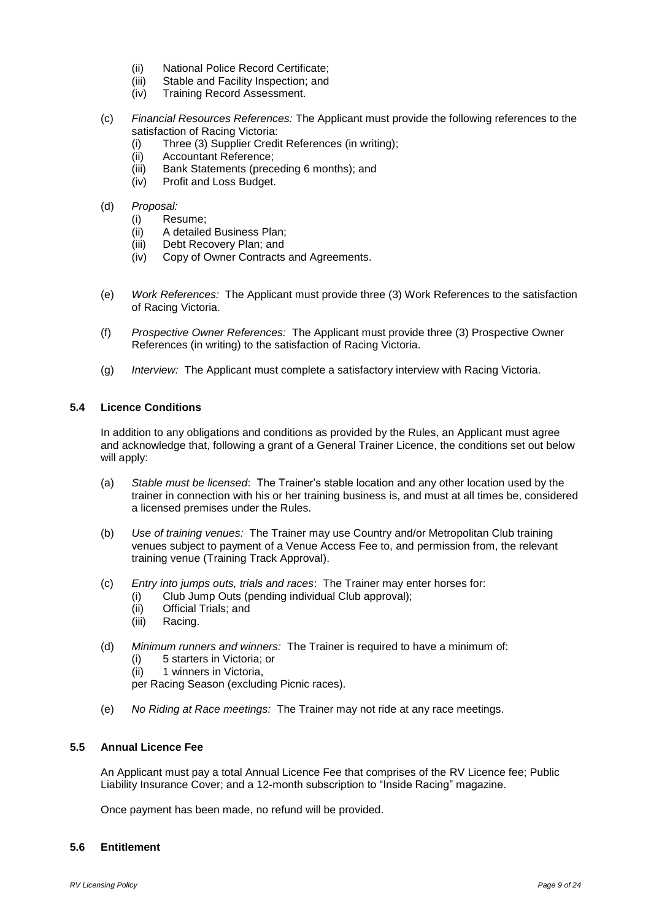- (ii) National Police Record Certificate;
   - (iii) Stable and Facility Inspection; and
   - (iv) Training Record Assessment.

(c) *Financial Resources References:* The Applicant must provide the following references to the satisfaction of Racing Victoria:
   - (i) Three (3) Supplier Credit References (in writing);
   - (ii) Accountant Reference;
   - (iii) Bank Statements (preceding 6 months); and
   - (iv) Profit and Loss Budget.

(d) *Proposal:*
   - (i) Resume;
   - (ii) A detailed Business Plan;
   - (iii) Debt Recovery Plan; and
   - (iv) Copy of Owner Contracts and Agreements.

(e) *Work References:* The Applicant must provide three (3) Work References to the satisfaction of Racing Victoria.

(f) *Prospective Owner References:* The Applicant must provide three (3) Prospective Owner References (in writing) to the satisfaction of Racing Victoria.

(g) *Interview:* The Applicant must complete a satisfactory interview with Racing Victoria.

### 5.4 Licence Conditions

In addition to any obligations and conditions as provided by the Rules, an Applicant must agree and acknowledge that, following a grant of a General Trainer Licence, the conditions set out below will apply:

(a) *Stable must be licensed*: The Trainer's stable location and any other location used by the trainer in connection with his or her training business is, and must at all times be, considered a licensed premises under the Rules.

(b) *Use of training venues:* The Trainer may use Country and/or Metropolitan Club training venues subject to payment of a Venue Access Fee to, and permission from, the relevant training venue (Training Track Approval).

(c) *Entry into jumps outs, trials and races*: The Trainer may enter horses for:
   - (i) Club Jump Outs (pending individual Club approval);
   - (ii) Official Trials; and
   - (iii) Racing.

(d) *Minimum runners and winners:* The Trainer is required to have a minimum of:
   - (i) 5 starters in Victoria; or
   - (ii) 1 winners in Victoria,

   per Racing Season (excluding Picnic races).

(e) *No Riding at Race meetings:* The Trainer may not ride at any race meetings.

### 5.5 Annual Licence Fee

An Applicant must pay a total Annual Licence Fee that comprises of the RV Licence fee; Public Liability Insurance Cover; and a 12-month subscription to "Inside Racing" magazine.

Once payment has been made, no refund will be provided.

### 5.6 Entitlement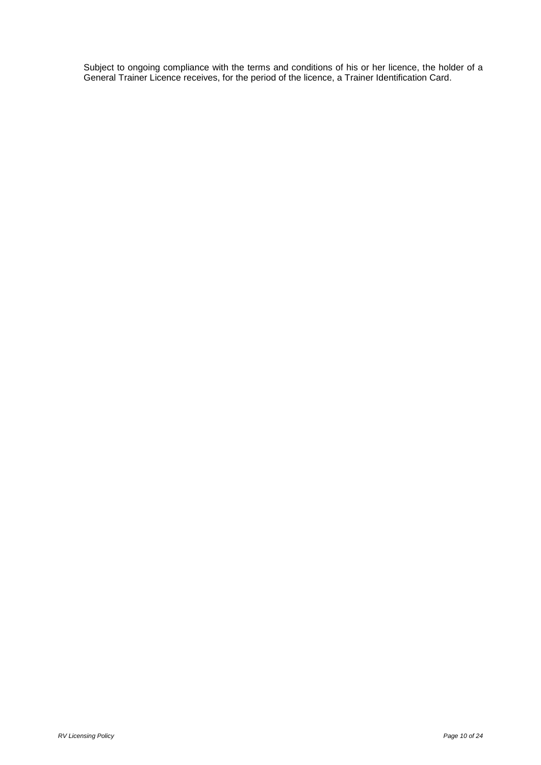Subject to ongoing compliance with the terms and conditions of his or her licence, the holder of a General Trainer Licence receives, for the period of the licence, a Trainer Identification Card.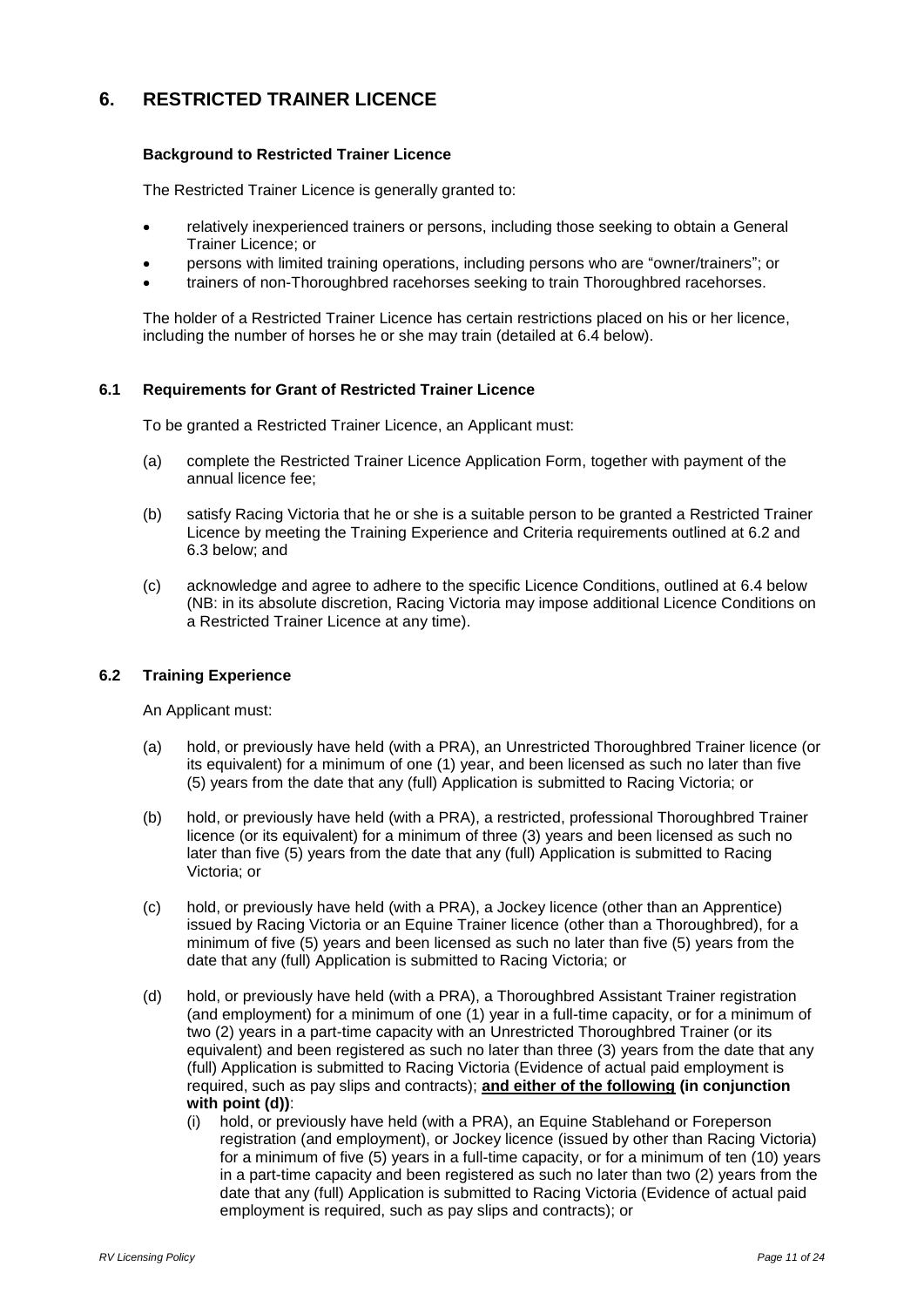# 6. RESTRICTED TRAINER LICENCE

### Background to Restricted Trainer Licence

The Restricted Trainer Licence is generally granted to:

- relatively inexperienced trainers or persons, including those seeking to obtain a General Trainer Licence; or
- persons with limited training operations, including persons who are "owner/trainers"; or
- trainers of non-Thoroughbred racehorses seeking to train Thoroughbred racehorses.

The holder of a Restricted Trainer Licence has certain restrictions placed on his or her licence, including the number of horses he or she may train (detailed at 6.4 below).

## 6.1 Requirements for Grant of Restricted Trainer Licence

To be granted a Restricted Trainer Licence, an Applicant must:

(a) complete the Restricted Trainer Licence Application Form, together with payment of the annual licence fee;

(b) satisfy Racing Victoria that he or she is a suitable person to be granted a Restricted Trainer Licence by meeting the Training Experience and Criteria requirements outlined at 6.2 and 6.3 below; and

(c) acknowledge and agree to adhere to the specific Licence Conditions, outlined at 6.4 below (NB: in its absolute discretion, Racing Victoria may impose additional Licence Conditions on a Restricted Trainer Licence at any time).

## 6.2 Training Experience

An Applicant must:

(a) hold, or previously have held (with a PRA), an Unrestricted Thoroughbred Trainer licence (or its equivalent) for a minimum of one (1) year, and been licensed as such no later than five (5) years from the date that any (full) Application is submitted to Racing Victoria; or

(b) hold, or previously have held (with a PRA), a restricted, professional Thoroughbred Trainer licence (or its equivalent) for a minimum of three (3) years and been licensed as such no later than five (5) years from the date that any (full) Application is submitted to Racing Victoria; or

(c) hold, or previously have held (with a PRA), a Jockey licence (other than an Apprentice) issued by Racing Victoria or an Equine Trainer licence (other than a Thoroughbred), for a minimum of five (5) years and been licensed as such no later than five (5) years from the date that any (full) Application is submitted to Racing Victoria; or

(d) hold, or previously have held (with a PRA), a Thoroughbred Assistant Trainer registration (and employment) for a minimum of one (1) year in a full-time capacity, or for a minimum of two (2) years in a part-time capacity with an Unrestricted Thoroughbred Trainer (or its equivalent) and been registered as such no later than three (3) years from the date that any (full) Application is submitted to Racing Victoria (Evidence of actual paid employment is required, such as pay slips and contracts); **<u>and either of the following</u> (in conjunction with point (d))**:

   (i) hold, or previously have held (with a PRA), an Equine Stablehand or Foreperson registration (and employment), or Jockey licence (issued by other than Racing Victoria) for a minimum of five (5) years in a full-time capacity, or for a minimum of ten (10) years in a part-time capacity and been registered as such no later than two (2) years from the date that any (full) Application is submitted to Racing Victoria (Evidence of actual paid employment is required, such as pay slips and contracts); or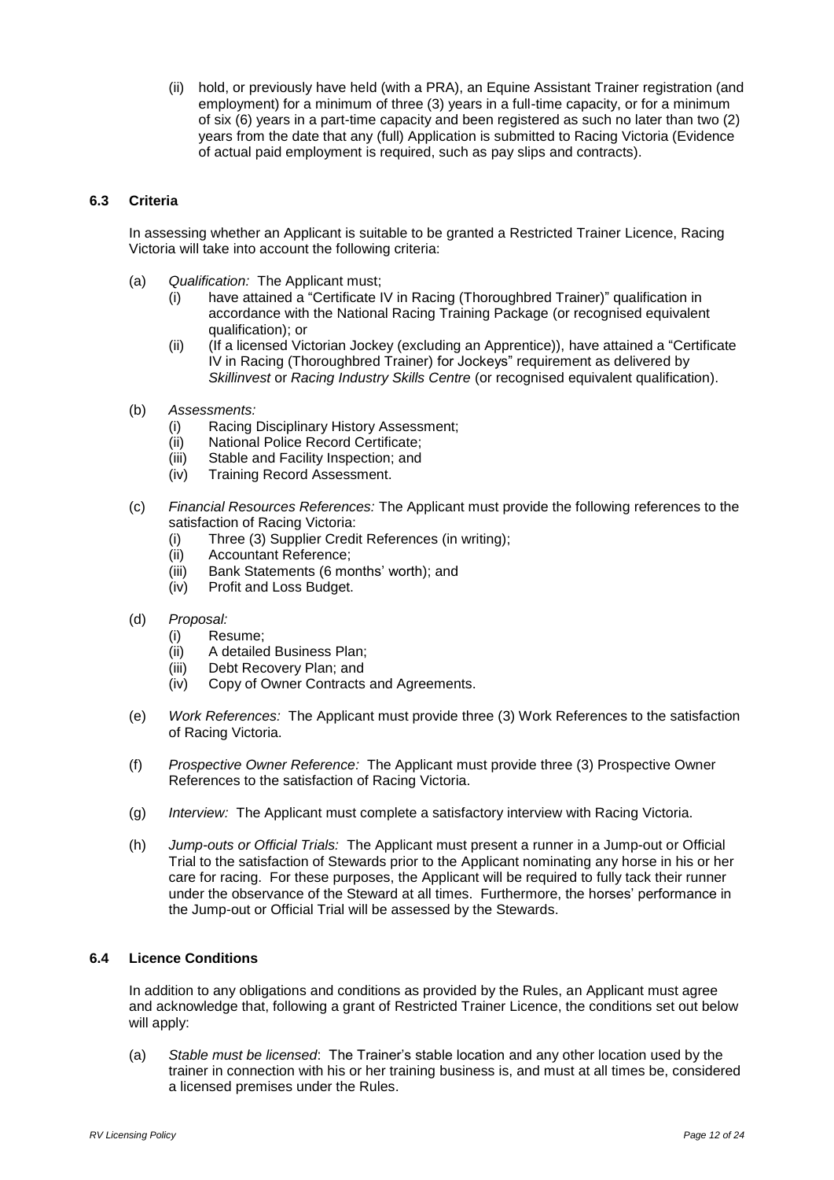(ii) hold, or previously have held (with a PRA), an Equine Assistant Trainer registration (and employment) for a minimum of three (3) years in a full-time capacity, or for a minimum of six (6) years in a part-time capacity and been registered as such no later than two (2) years from the date that any (full) Application is submitted to Racing Victoria (Evidence of actual paid employment is required, such as pay slips and contracts).

### 6.3 Criteria

In assessing whether an Applicant is suitable to be granted a Restricted Trainer Licence, Racing Victoria will take into account the following criteria:

(a) *Qualification:* The Applicant must;
   - (i) have attained a "Certificate IV in Racing (Thoroughbred Trainer)" qualification in accordance with the National Racing Training Package (or recognised equivalent qualification); or
   - (ii) (If a licensed Victorian Jockey (excluding an Apprentice)), have attained a "Certificate IV in Racing (Thoroughbred Trainer) for Jockeys" requirement as delivered by *Skillinvest* or *Racing Industry Skills Centre* (or recognised equivalent qualification).

(b) *Assessments:*
   - (i) Racing Disciplinary History Assessment;
   - (ii) National Police Record Certificate;
   - (iii) Stable and Facility Inspection; and
   - (iv) Training Record Assessment.

(c) *Financial Resources References:* The Applicant must provide the following references to the satisfaction of Racing Victoria:
   - (i) Three (3) Supplier Credit References (in writing);
   - (ii) Accountant Reference;
   - (iii) Bank Statements (6 months' worth); and
   - (iv) Profit and Loss Budget.

(d) *Proposal:*
   - (i) Resume;
   - (ii) A detailed Business Plan;
   - (iii) Debt Recovery Plan; and
   - (iv) Copy of Owner Contracts and Agreements.

(e) *Work References:* The Applicant must provide three (3) Work References to the satisfaction of Racing Victoria.

(f) *Prospective Owner Reference:* The Applicant must provide three (3) Prospective Owner References to the satisfaction of Racing Victoria.

(g) *Interview:* The Applicant must complete a satisfactory interview with Racing Victoria.

(h) *Jump-outs or Official Trials:* The Applicant must present a runner in a Jump-out or Official Trial to the satisfaction of Stewards prior to the Applicant nominating any horse in his or her care for racing. For these purposes, the Applicant will be required to fully tack their runner under the observance of the Steward at all times. Furthermore, the horses' performance in the Jump-out or Official Trial will be assessed by the Stewards.

### 6.4 Licence Conditions

In addition to any obligations and conditions as provided by the Rules, an Applicant must agree and acknowledge that, following a grant of Restricted Trainer Licence, the conditions set out below will apply:

(a) *Stable must be licensed*: The Trainer's stable location and any other location used by the trainer in connection with his or her training business is, and must at all times be, considered a licensed premises under the Rules.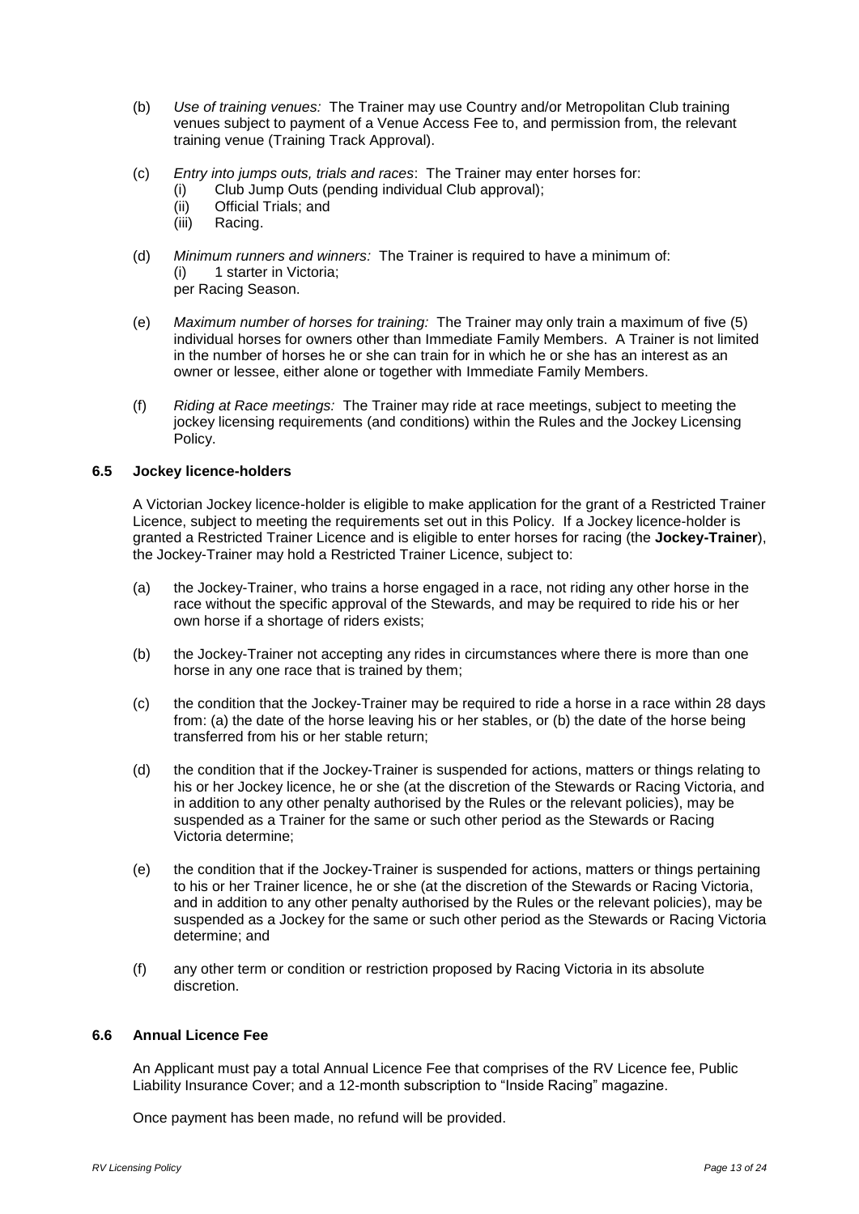(b) *Use of training venues:* The Trainer may use Country and/or Metropolitan Club training venues subject to payment of a Venue Access Fee to, and permission from, the relevant training venue (Training Track Approval).

(c) *Entry into jumps outs, trials and races*: The Trainer may enter horses for:
   (i) Club Jump Outs (pending individual Club approval);
   (ii) Official Trials; and
   (iii) Racing.

(d) *Minimum runners and winners:* The Trainer is required to have a minimum of:
   (i) 1 starter in Victoria;
   per Racing Season.

(e) *Maximum number of horses for training:* The Trainer may only train a maximum of five (5) individual horses for owners other than Immediate Family Members. A Trainer is not limited in the number of horses he or she can train for in which he or she has an interest as an owner or lessee, either alone or together with Immediate Family Members.

(f) *Riding at Race meetings:* The Trainer may ride at race meetings, subject to meeting the jockey licensing requirements (and conditions) within the Rules and the Jockey Licensing Policy.

### 6.5 Jockey licence-holders

A Victorian Jockey licence-holder is eligible to make application for the grant of a Restricted Trainer Licence, subject to meeting the requirements set out in this Policy. If a Jockey licence-holder is granted a Restricted Trainer Licence and is eligible to enter horses for racing (the **Jockey-Trainer**), the Jockey-Trainer may hold a Restricted Trainer Licence, subject to:

(a) the Jockey-Trainer, who trains a horse engaged in a race, not riding any other horse in the race without the specific approval of the Stewards, and may be required to ride his or her own horse if a shortage of riders exists;

(b) the Jockey-Trainer not accepting any rides in circumstances where there is more than one horse in any one race that is trained by them;

(c) the condition that the Jockey-Trainer may be required to ride a horse in a race within 28 days from: (a) the date of the horse leaving his or her stables, or (b) the date of the horse being transferred from his or her stable return;

(d) the condition that if the Jockey-Trainer is suspended for actions, matters or things relating to his or her Jockey licence, he or she (at the discretion of the Stewards or Racing Victoria, and in addition to any other penalty authorised by the Rules or the relevant policies), may be suspended as a Trainer for the same or such other period as the Stewards or Racing Victoria determine;

(e) the condition that if the Jockey-Trainer is suspended for actions, matters or things pertaining to his or her Trainer licence, he or she (at the discretion of the Stewards or Racing Victoria, and in addition to any other penalty authorised by the Rules or the relevant policies), may be suspended as a Jockey for the same or such other period as the Stewards or Racing Victoria determine; and

(f) any other term or condition or restriction proposed by Racing Victoria in its absolute discretion.

### 6.6 Annual Licence Fee

An Applicant must pay a total Annual Licence Fee that comprises of the RV Licence fee, Public Liability Insurance Cover; and a 12-month subscription to "Inside Racing" magazine.

Once payment has been made, no refund will be provided.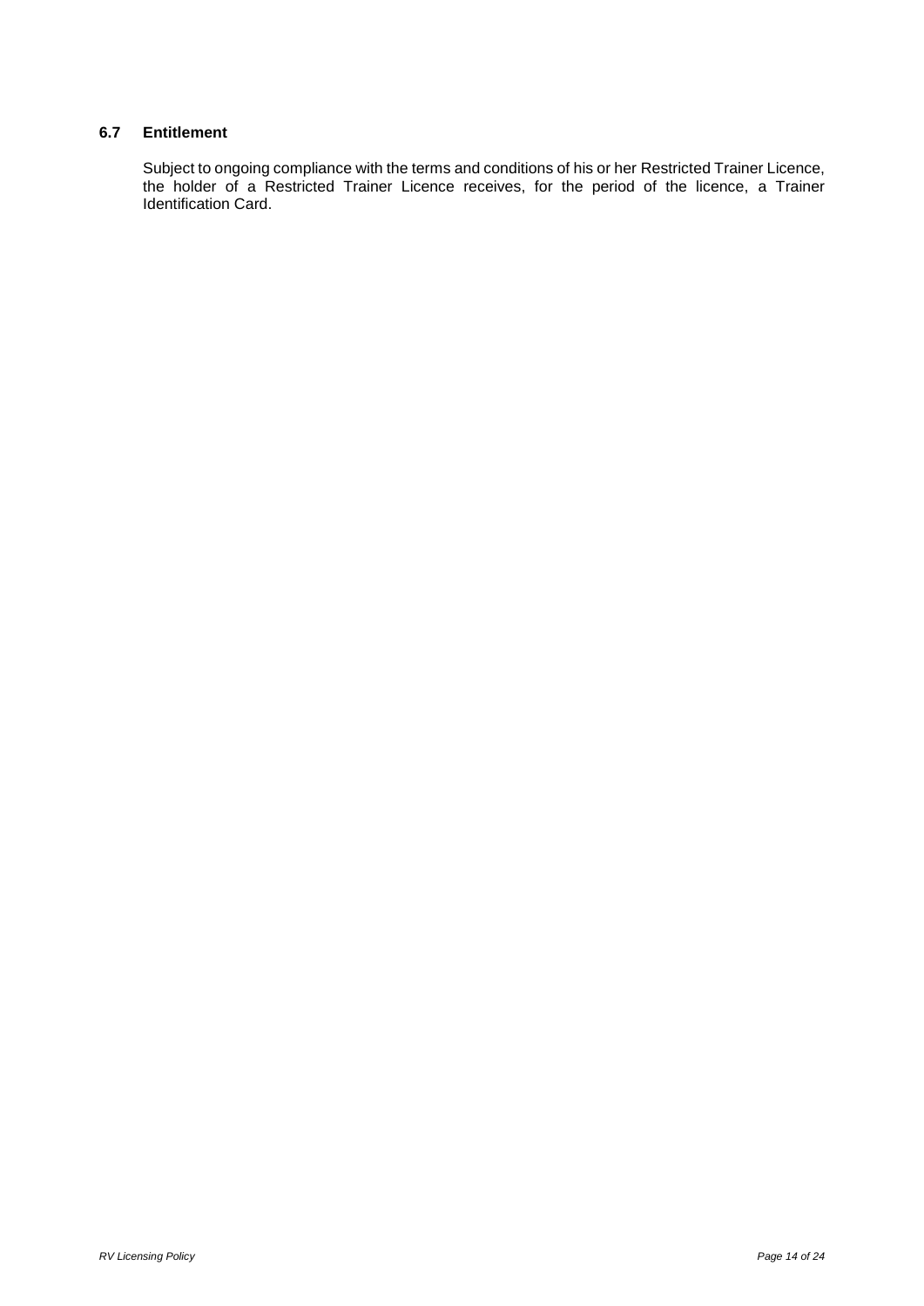### 6.7 Entitlement

Subject to ongoing compliance with the terms and conditions of his or her Restricted Trainer Licence, the holder of a Restricted Trainer Licence receives, for the period of the licence, a Trainer Identification Card.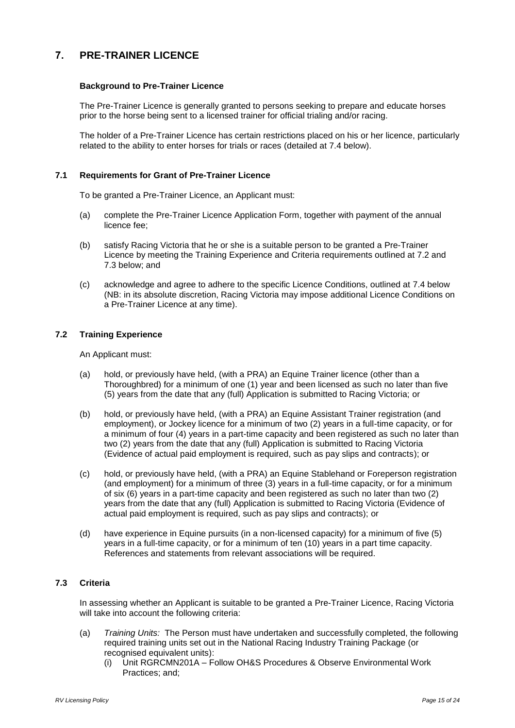# 7. PRE-TRAINER LICENCE

### Background to Pre-Trainer Licence

The Pre-Trainer Licence is generally granted to persons seeking to prepare and educate horses prior to the horse being sent to a licensed trainer for official trialing and/or racing.

The holder of a Pre-Trainer Licence has certain restrictions placed on his or her licence, particularly related to the ability to enter horses for trials or races (detailed at 7.4 below).

### 7.1 Requirements for Grant of Pre-Trainer Licence

To be granted a Pre-Trainer Licence, an Applicant must:

(a) complete the Pre-Trainer Licence Application Form, together with payment of the annual licence fee;

(b) satisfy Racing Victoria that he or she is a suitable person to be granted a Pre-Trainer Licence by meeting the Training Experience and Criteria requirements outlined at 7.2 and 7.3 below; and

(c) acknowledge and agree to adhere to the specific Licence Conditions, outlined at 7.4 below (NB: in its absolute discretion, Racing Victoria may impose additional Licence Conditions on a Pre-Trainer Licence at any time).

### 7.2 Training Experience

An Applicant must:

(a) hold, or previously have held, (with a PRA) an Equine Trainer licence (other than a Thoroughbred) for a minimum of one (1) year and been licensed as such no later than five (5) years from the date that any (full) Application is submitted to Racing Victoria; or

(b) hold, or previously have held, (with a PRA) an Equine Assistant Trainer registration (and employment), or Jockey licence for a minimum of two (2) years in a full-time capacity, or for a minimum of four (4) years in a part-time capacity and been registered as such no later than two (2) years from the date that any (full) Application is submitted to Racing Victoria (Evidence of actual paid employment is required, such as pay slips and contracts); or

(c) hold, or previously have held, (with a PRA) an Equine Stablehand or Foreperson registration (and employment) for a minimum of three (3) years in a full-time capacity, or for a minimum of six (6) years in a part-time capacity and been registered as such no later than two (2) years from the date that any (full) Application is submitted to Racing Victoria (Evidence of actual paid employment is required, such as pay slips and contracts); or

(d) have experience in Equine pursuits (in a non-licensed capacity) for a minimum of five (5) years in a full-time capacity, or for a minimum of ten (10) years in a part time capacity. References and statements from relevant associations will be required.

### 7.3 Criteria

In assessing whether an Applicant is suitable to be granted a Pre-Trainer Licence, Racing Victoria will take into account the following criteria:

(a) *Training Units:* The Person must have undertaken and successfully completed, the following required training units set out in the National Racing Industry Training Package (or recognised equivalent units):
   (i) Unit RGRCMN201A – Follow OH&S Procedures & Observe Environmental Work Practices; and;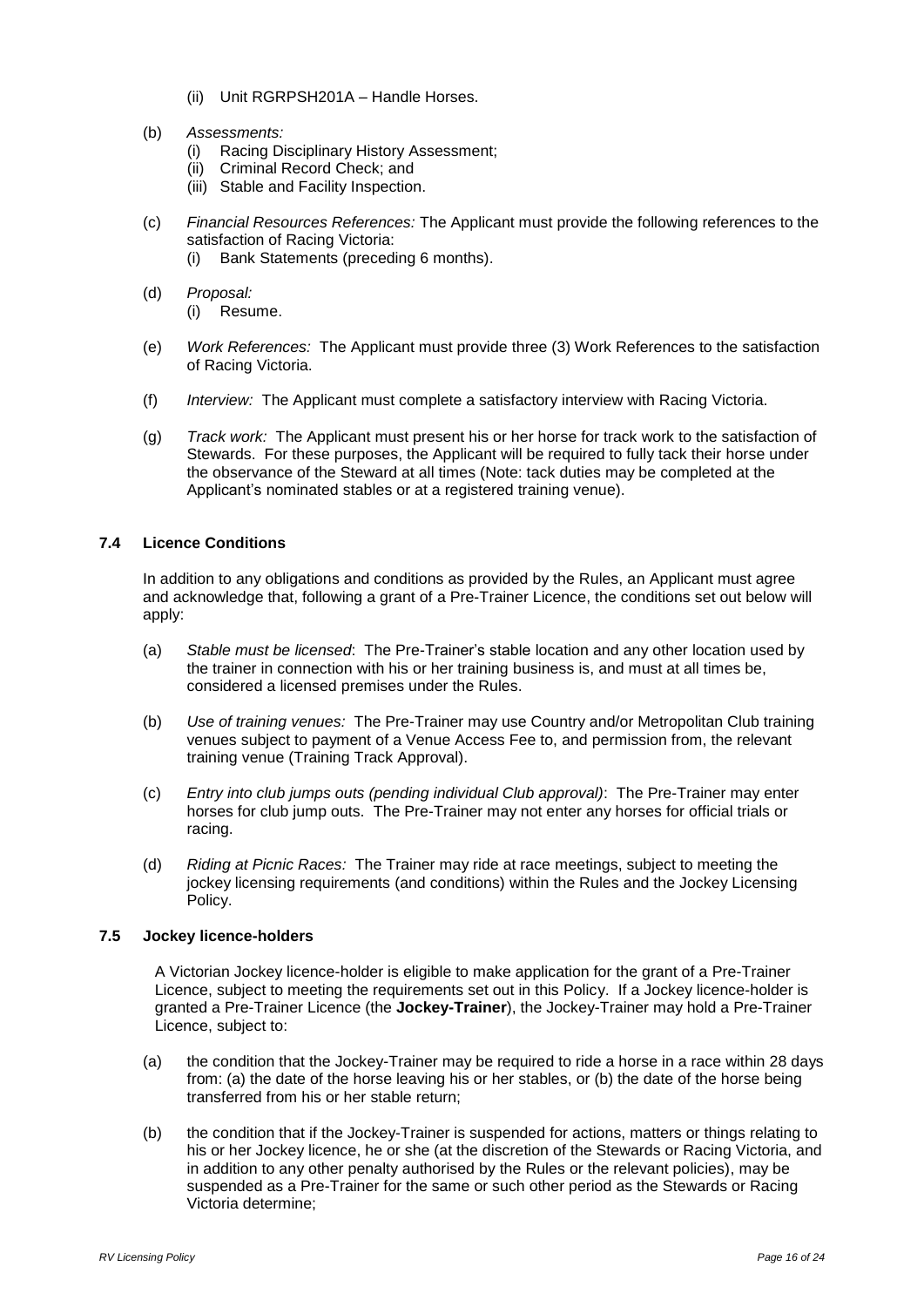(ii) Unit RGRPSH201A – Handle Horses.

(b) *Assessments:*
   (i) Racing Disciplinary History Assessment;
   (ii) Criminal Record Check; and
   (iii) Stable and Facility Inspection.

(c) *Financial Resources References:* The Applicant must provide the following references to the satisfaction of Racing Victoria:
   (i) Bank Statements (preceding 6 months).

(d) *Proposal:*
   (i) Resume.

(e) *Work References:* The Applicant must provide three (3) Work References to the satisfaction of Racing Victoria.

(f) *Interview:* The Applicant must complete a satisfactory interview with Racing Victoria.

(g) *Track work:* The Applicant must present his or her horse for track work to the satisfaction of Stewards. For these purposes, the Applicant will be required to fully tack their horse under the observance of the Steward at all times (Note: tack duties may be completed at the Applicant's nominated stables or at a registered training venue).

### 7.4 Licence Conditions

In addition to any obligations and conditions as provided by the Rules, an Applicant must agree and acknowledge that, following a grant of a Pre-Trainer Licence, the conditions set out below will apply:

(a) *Stable must be licensed*: The Pre-Trainer's stable location and any other location used by the trainer in connection with his or her training business is, and must at all times be, considered a licensed premises under the Rules.

(b) *Use of training venues:* The Pre-Trainer may use Country and/or Metropolitan Club training venues subject to payment of a Venue Access Fee to, and permission from, the relevant training venue (Training Track Approval).

(c) *Entry into club jumps outs (pending individual Club approval)*: The Pre-Trainer may enter horses for club jump outs. The Pre-Trainer may not enter any horses for official trials or racing.

(d) *Riding at Picnic Races:* The Trainer may ride at race meetings, subject to meeting the jockey licensing requirements (and conditions) within the Rules and the Jockey Licensing Policy.

### 7.5 Jockey licence-holders

A Victorian Jockey licence-holder is eligible to make application for the grant of a Pre-Trainer Licence, subject to meeting the requirements set out in this Policy. If a Jockey licence-holder is granted a Pre-Trainer Licence (the **Jockey-Trainer**), the Jockey-Trainer may hold a Pre-Trainer Licence, subject to:

(a) the condition that the Jockey-Trainer may be required to ride a horse in a race within 28 days from: (a) the date of the horse leaving his or her stables, or (b) the date of the horse being transferred from his or her stable return;

(b) the condition that if the Jockey-Trainer is suspended for actions, matters or things relating to his or her Jockey licence, he or she (at the discretion of the Stewards or Racing Victoria, and in addition to any other penalty authorised by the Rules or the relevant policies), may be suspended as a Pre-Trainer for the same or such other period as the Stewards or Racing Victoria determine;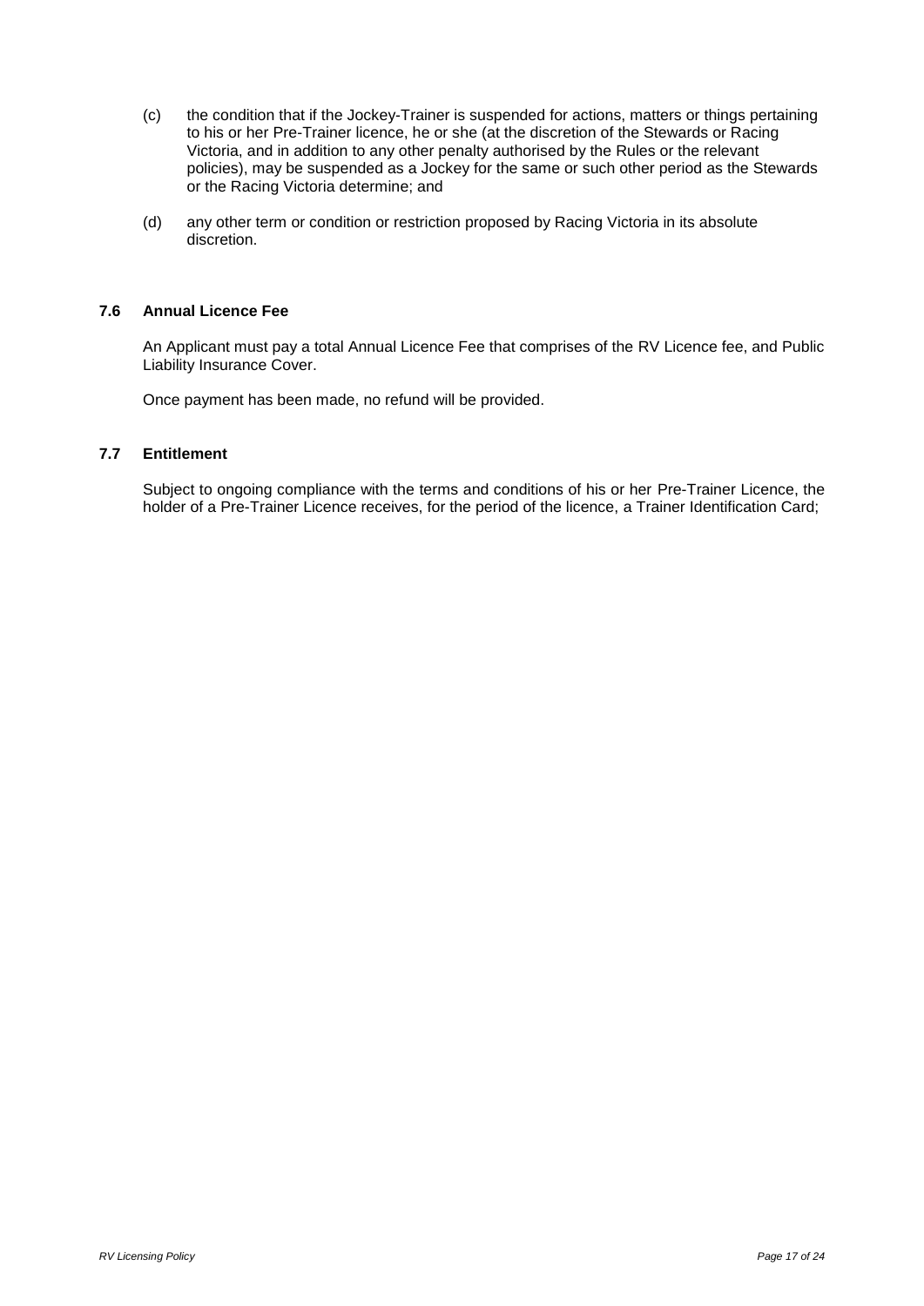(c) the condition that if the Jockey-Trainer is suspended for actions, matters or things pertaining to his or her Pre-Trainer licence, he or she (at the discretion of the Stewards or Racing Victoria, and in addition to any other penalty authorised by the Rules or the relevant policies), may be suspended as a Jockey for the same or such other period as the Stewards or the Racing Victoria determine; and

(d) any other term or condition or restriction proposed by Racing Victoria in its absolute discretion.

### 7.6 Annual Licence Fee

An Applicant must pay a total Annual Licence Fee that comprises of the RV Licence fee, and Public Liability Insurance Cover.

Once payment has been made, no refund will be provided.

### 7.7 Entitlement

Subject to ongoing compliance with the terms and conditions of his or her Pre-Trainer Licence, the holder of a Pre-Trainer Licence receives, for the period of the licence, a Trainer Identification Card;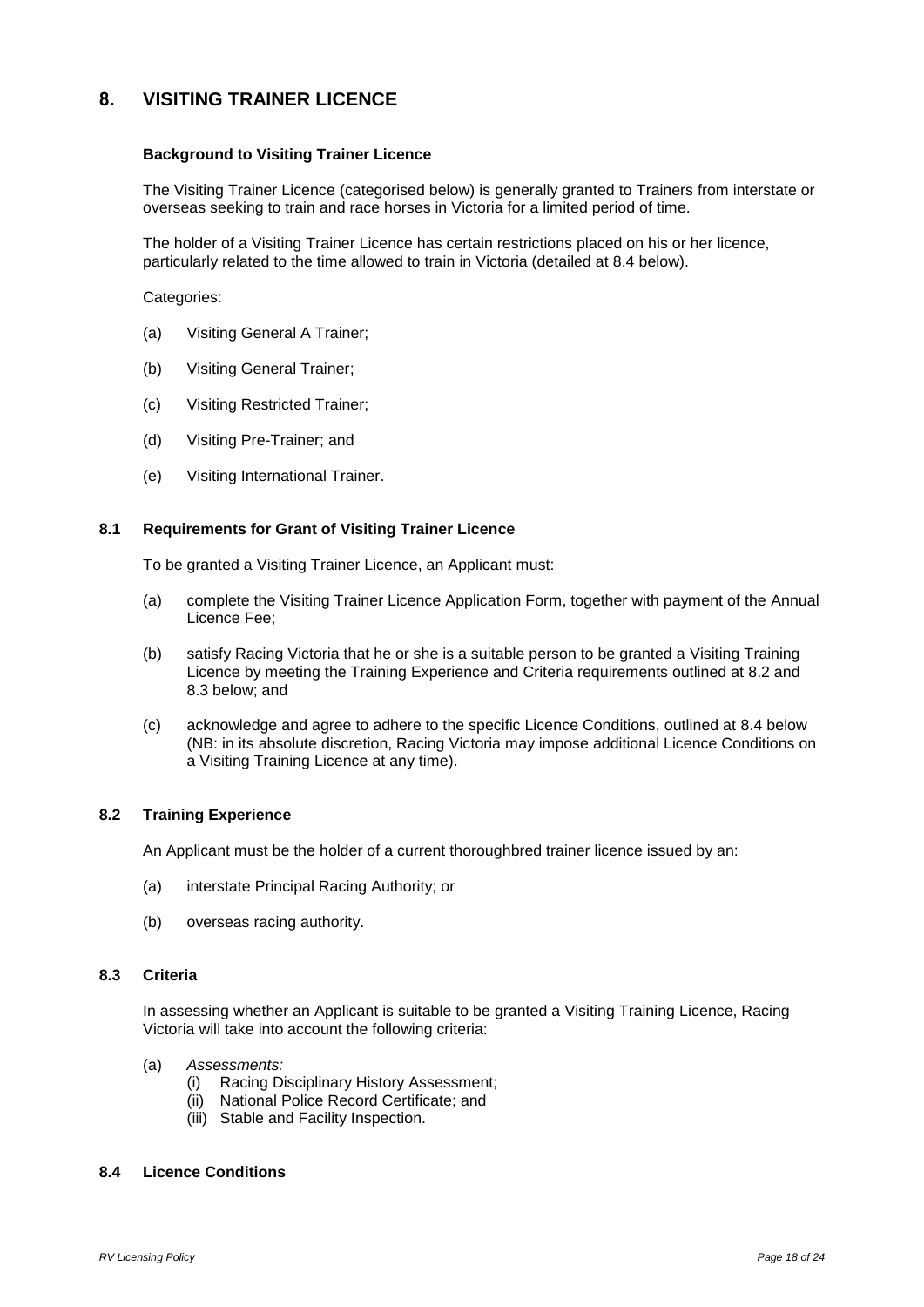## 8. VISITING TRAINER LICENCE

### Background to Visiting Trainer Licence

The Visiting Trainer Licence (categorised below) is generally granted to Trainers from interstate or overseas seeking to train and race horses in Victoria for a limited period of time.

The holder of a Visiting Trainer Licence has certain restrictions placed on his or her licence, particularly related to the time allowed to train in Victoria (detailed at 8.4 below).

Categories:

(a) Visiting General A Trainer;

(b) Visiting General Trainer;

(c) Visiting Restricted Trainer;

(d) Visiting Pre-Trainer; and

(e) Visiting International Trainer.

### 8.1 Requirements for Grant of Visiting Trainer Licence

To be granted a Visiting Trainer Licence, an Applicant must:

(a) complete the Visiting Trainer Licence Application Form, together with payment of the Annual Licence Fee;

(b) satisfy Racing Victoria that he or she is a suitable person to be granted a Visiting Training Licence by meeting the Training Experience and Criteria requirements outlined at 8.2 and 8.3 below; and

(c) acknowledge and agree to adhere to the specific Licence Conditions, outlined at 8.4 below (NB: in its absolute discretion, Racing Victoria may impose additional Licence Conditions on a Visiting Training Licence at any time).

### 8.2 Training Experience

An Applicant must be the holder of a current thoroughbred trainer licence issued by an:

(a) interstate Principal Racing Authority; or

(b) overseas racing authority.

### 8.3 Criteria

In assessing whether an Applicant is suitable to be granted a Visiting Training Licence, Racing Victoria will take into account the following criteria:

(a) *Assessments:*
   (i) Racing Disciplinary History Assessment;
   (ii) National Police Record Certificate; and
   (iii) Stable and Facility Inspection.

### 8.4 Licence Conditions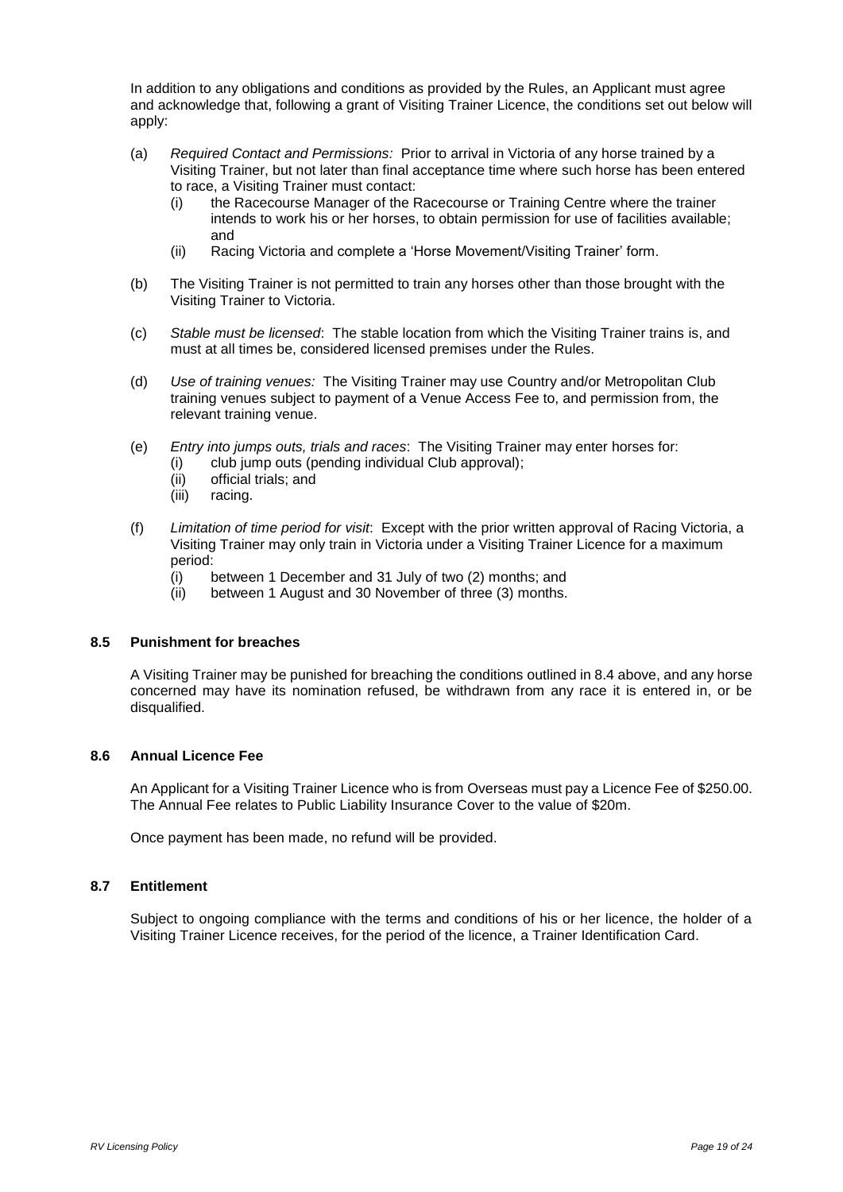In addition to any obligations and conditions as provided by the Rules, an Applicant must agree and acknowledge that, following a grant of Visiting Trainer Licence, the conditions set out below will apply:

(a) *Required Contact and Permissions:* Prior to arrival in Victoria of any horse trained by a Visiting Trainer, but not later than final acceptance time where such horse has been entered to race, a Visiting Trainer must contact:
   (i) the Racecourse Manager of the Racecourse or Training Centre where the trainer intends to work his or her horses, to obtain permission for use of facilities available; and
   (ii) Racing Victoria and complete a 'Horse Movement/Visiting Trainer' form.

(b) The Visiting Trainer is not permitted to train any horses other than those brought with the Visiting Trainer to Victoria.

(c) *Stable must be licensed*: The stable location from which the Visiting Trainer trains is, and must at all times be, considered licensed premises under the Rules.

(d) *Use of training venues:* The Visiting Trainer may use Country and/or Metropolitan Club training venues subject to payment of a Venue Access Fee to, and permission from, the relevant training venue.

(e) *Entry into jumps outs, trials and races*: The Visiting Trainer may enter horses for:
   (i) club jump outs (pending individual Club approval);
   (ii) official trials; and
   (iii) racing.

(f) *Limitation of time period for visit*: Except with the prior written approval of Racing Victoria, a Visiting Trainer may only train in Victoria under a Visiting Trainer Licence for a maximum period:
   (i) between 1 December and 31 July of two (2) months; and
   (ii) between 1 August and 30 November of three (3) months.

### 8.5 Punishment for breaches

A Visiting Trainer may be punished for breaching the conditions outlined in 8.4 above, and any horse concerned may have its nomination refused, be withdrawn from any race it is entered in, or be disqualified.

### 8.6 Annual Licence Fee

An Applicant for a Visiting Trainer Licence who is from Overseas must pay a Licence Fee of $250.00. The Annual Fee relates to Public Liability Insurance Cover to the value of $20m.

Once payment has been made, no refund will be provided.

### 8.7 Entitlement

Subject to ongoing compliance with the terms and conditions of his or her licence, the holder of a Visiting Trainer Licence receives, for the period of the licence, a Trainer Identification Card.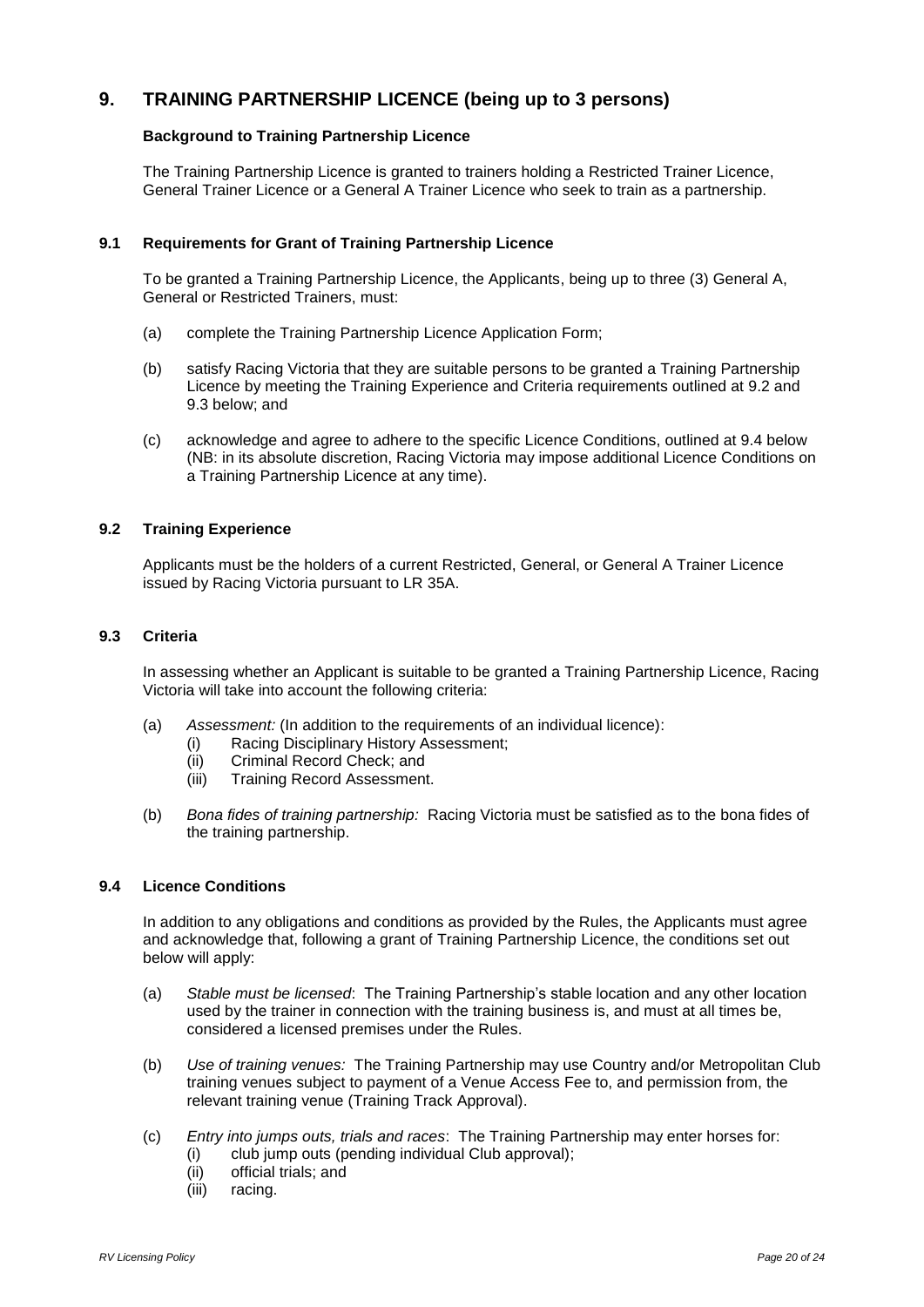## 9. TRAINING PARTNERSHIP LICENCE (being up to 3 persons)

**Background to Training Partnership Licence**

The Training Partnership Licence is granted to trainers holding a Restricted Trainer Licence, General Trainer Licence or a General A Trainer Licence who seek to train as a partnership.

### 9.1 Requirements for Grant of Training Partnership Licence

To be granted a Training Partnership Licence, the Applicants, being up to three (3) General A, General or Restricted Trainers, must:

(a) complete the Training Partnership Licence Application Form;

(b) satisfy Racing Victoria that they are suitable persons to be granted a Training Partnership Licence by meeting the Training Experience and Criteria requirements outlined at 9.2 and 9.3 below; and

(c) acknowledge and agree to adhere to the specific Licence Conditions, outlined at 9.4 below (NB: in its absolute discretion, Racing Victoria may impose additional Licence Conditions on a Training Partnership Licence at any time).

### 9.2 Training Experience

Applicants must be the holders of a current Restricted, General, or General A Trainer Licence issued by Racing Victoria pursuant to LR 35A.

### 9.3 Criteria

In assessing whether an Applicant is suitable to be granted a Training Partnership Licence, Racing Victoria will take into account the following criteria:

(a) *Assessment:* (In addition to the requirements of an individual licence):
  - (i) Racing Disciplinary History Assessment;
  - (ii) Criminal Record Check; and
  - (iii) Training Record Assessment.

(b) *Bona fides of training partnership:* Racing Victoria must be satisfied as to the bona fides of the training partnership.

### 9.4 Licence Conditions

In addition to any obligations and conditions as provided by the Rules, the Applicants must agree and acknowledge that, following a grant of Training Partnership Licence, the conditions set out below will apply:

(a) *Stable must be licensed*: The Training Partnership's stable location and any other location used by the trainer in connection with the training business is, and must at all times be, considered a licensed premises under the Rules.

(b) *Use of training venues:* The Training Partnership may use Country and/or Metropolitan Club training venues subject to payment of a Venue Access Fee to, and permission from, the relevant training venue (Training Track Approval).

(c) *Entry into jumps outs, trials and races*: The Training Partnership may enter horses for:
  - (i) club jump outs (pending individual Club approval);
  - (ii) official trials; and
  - (iii) racing.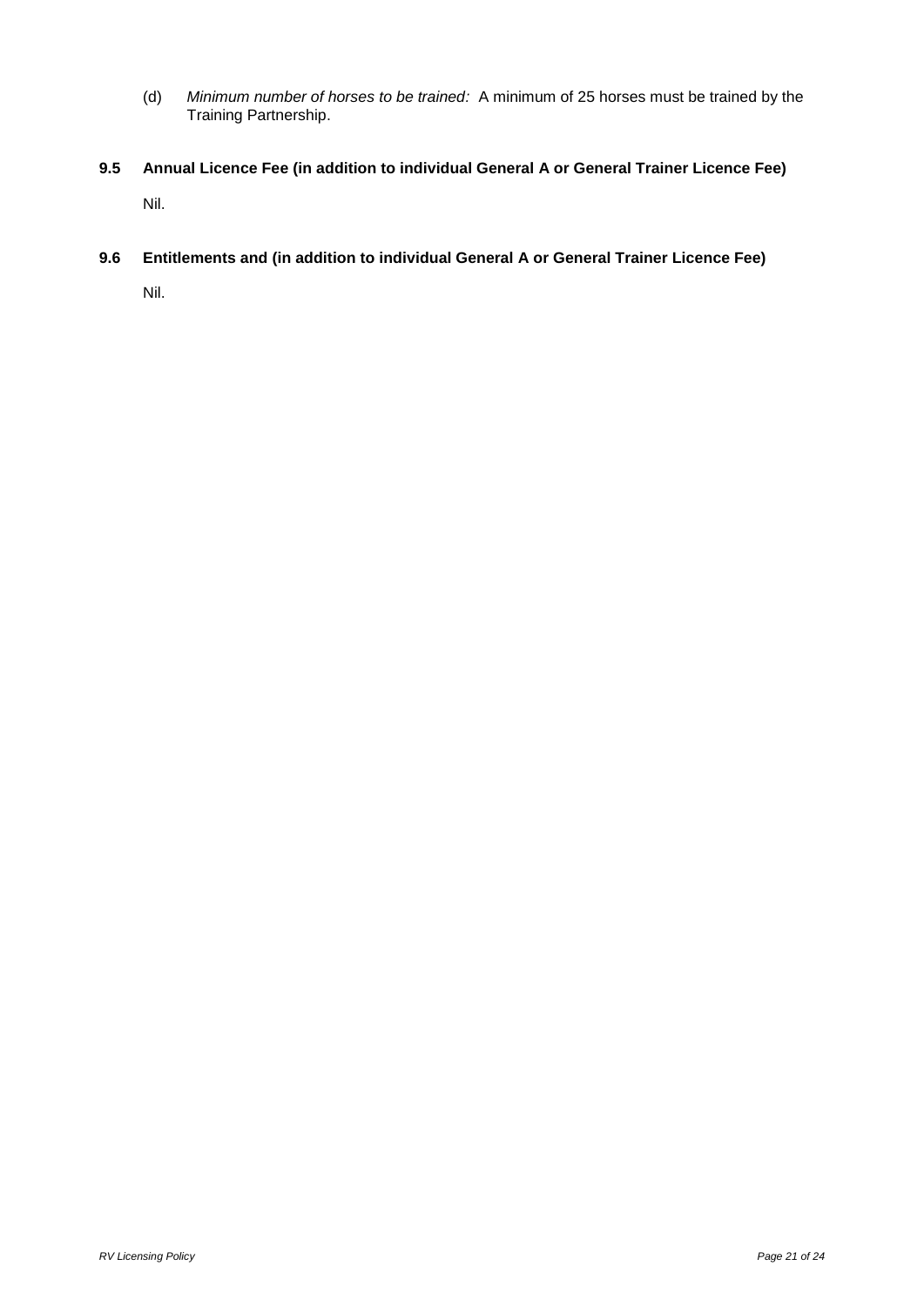(d) *Minimum number of horses to be trained:* A minimum of 25 horses must be trained by the Training Partnership.

### 9.5 Annual Licence Fee (in addition to individual General A or General Trainer Licence Fee)

Nil.

### 9.6 Entitlements and (in addition to individual General A or General Trainer Licence Fee)

Nil.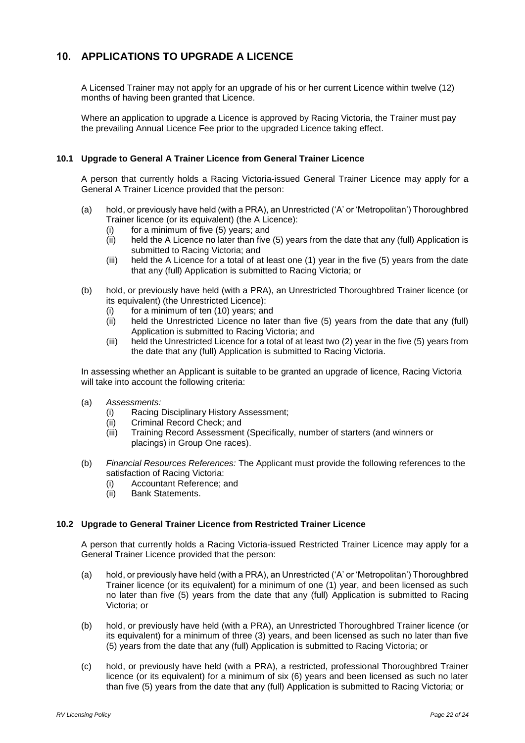## 10. APPLICATIONS TO UPGRADE A LICENCE

A Licensed Trainer may not apply for an upgrade of his or her current Licence within twelve (12) months of having been granted that Licence.

Where an application to upgrade a Licence is approved by Racing Victoria, the Trainer must pay the prevailing Annual Licence Fee prior to the upgraded Licence taking effect.

### 10.1 Upgrade to General A Trainer Licence from General Trainer Licence

A person that currently holds a Racing Victoria-issued General Trainer Licence may apply for a General A Trainer Licence provided that the person:

(a) hold, or previously have held (with a PRA), an Unrestricted ('A' or 'Metropolitan') Thoroughbred Trainer licence (or its equivalent) (the A Licence):
  (i) for a minimum of five (5) years; and
  (ii) held the A Licence no later than five (5) years from the date that any (full) Application is submitted to Racing Victoria; and
  (iii) held the A Licence for a total of at least one (1) year in the five (5) years from the date that any (full) Application is submitted to Racing Victoria; or

(b) hold, or previously have held (with a PRA), an Unrestricted Thoroughbred Trainer licence (or its equivalent) (the Unrestricted Licence):
  (i) for a minimum of ten (10) years; and
  (ii) held the Unrestricted Licence no later than five (5) years from the date that any (full) Application is submitted to Racing Victoria; and
  (iii) held the Unrestricted Licence for a total of at least two (2) year in the five (5) years from the date that any (full) Application is submitted to Racing Victoria.

In assessing whether an Applicant is suitable to be granted an upgrade of licence, Racing Victoria will take into account the following criteria:

(a) *Assessments:*
  (i) Racing Disciplinary History Assessment;
  (ii) Criminal Record Check; and
  (iii) Training Record Assessment (Specifically, number of starters (and winners or placings) in Group One races).

(b) *Financial Resources References:* The Applicant must provide the following references to the satisfaction of Racing Victoria:
  (i) Accountant Reference; and
  (ii) Bank Statements.

### 10.2 Upgrade to General Trainer Licence from Restricted Trainer Licence

A person that currently holds a Racing Victoria-issued Restricted Trainer Licence may apply for a General Trainer Licence provided that the person:

(a) hold, or previously have held (with a PRA), an Unrestricted ('A' or 'Metropolitan') Thoroughbred Trainer licence (or its equivalent) for a minimum of one (1) year, and been licensed as such no later than five (5) years from the date that any (full) Application is submitted to Racing Victoria; or

(b) hold, or previously have held (with a PRA), an Unrestricted Thoroughbred Trainer licence (or its equivalent) for a minimum of three (3) years, and been licensed as such no later than five (5) years from the date that any (full) Application is submitted to Racing Victoria; or

(c) hold, or previously have held (with a PRA), a restricted, professional Thoroughbred Trainer licence (or its equivalent) for a minimum of six (6) years and been licensed as such no later than five (5) years from the date that any (full) Application is submitted to Racing Victoria; or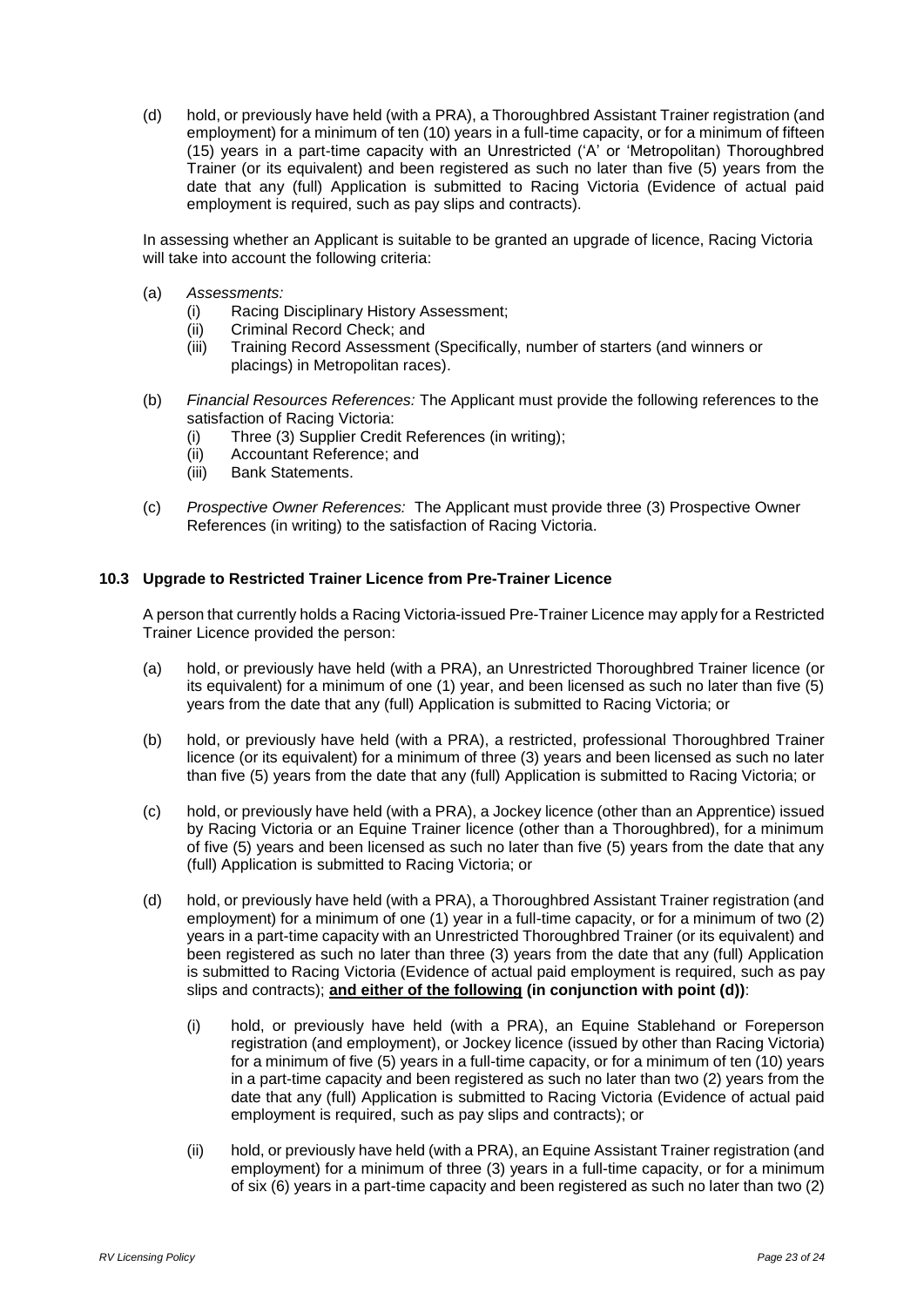(d) hold, or previously have held (with a PRA), a Thoroughbred Assistant Trainer registration (and employment) for a minimum of ten (10) years in a full-time capacity, or for a minimum of fifteen (15) years in a part-time capacity with an Unrestricted ('A' or 'Metropolitan) Thoroughbred Trainer (or its equivalent) and been registered as such no later than five (5) years from the date that any (full) Application is submitted to Racing Victoria (Evidence of actual paid employment is required, such as pay slips and contracts).

In assessing whether an Applicant is suitable to be granted an upgrade of licence, Racing Victoria will take into account the following criteria:

(a) *Assessments:*
  (i) Racing Disciplinary History Assessment;
  (ii) Criminal Record Check; and
  (iii) Training Record Assessment (Specifically, number of starters (and winners or placings) in Metropolitan races).

(b) *Financial Resources References:* The Applicant must provide the following references to the satisfaction of Racing Victoria:
  (i) Three (3) Supplier Credit References (in writing);
  (ii) Accountant Reference; and
  (iii) Bank Statements.

(c) *Prospective Owner References:* The Applicant must provide three (3) Prospective Owner References (in writing) to the satisfaction of Racing Victoria.

### 10.3 Upgrade to Restricted Trainer Licence from Pre-Trainer Licence

A person that currently holds a Racing Victoria-issued Pre-Trainer Licence may apply for a Restricted Trainer Licence provided the person:

(a) hold, or previously have held (with a PRA), an Unrestricted Thoroughbred Trainer licence (or its equivalent) for a minimum of one (1) year, and been licensed as such no later than five (5) years from the date that any (full) Application is submitted to Racing Victoria; or

(b) hold, or previously have held (with a PRA), a restricted, professional Thoroughbred Trainer licence (or its equivalent) for a minimum of three (3) years and been licensed as such no later than five (5) years from the date that any (full) Application is submitted to Racing Victoria; or

(c) hold, or previously have held (with a PRA), a Jockey licence (other than an Apprentice) issued by Racing Victoria or an Equine Trainer licence (other than a Thoroughbred), for a minimum of five (5) years and been licensed as such no later than five (5) years from the date that any (full) Application is submitted to Racing Victoria; or

(d) hold, or previously have held (with a PRA), a Thoroughbred Assistant Trainer registration (and employment) for a minimum of one (1) year in a full-time capacity, or for a minimum of two (2) years in a part-time capacity with an Unrestricted Thoroughbred Trainer (or its equivalent) and been registered as such no later than three (3) years from the date that any (full) Application is submitted to Racing Victoria (Evidence of actual paid employment is required, such as pay slips and contracts); **<u>and either of the following</u> (in conjunction with point (d))**:

  (i) hold, or previously have held (with a PRA), an Equine Stablehand or Foreperson registration (and employment), or Jockey licence (issued by other than Racing Victoria) for a minimum of five (5) years in a full-time capacity, or for a minimum of ten (10) years in a part-time capacity and been registered as such no later than two (2) years from the date that any (full) Application is submitted to Racing Victoria (Evidence of actual paid employment is required, such as pay slips and contracts); or

  (ii) hold, or previously have held (with a PRA), an Equine Assistant Trainer registration (and employment) for a minimum of three (3) years in a full-time capacity, or for a minimum of six (6) years in a part-time capacity and been registered as such no later than two (2)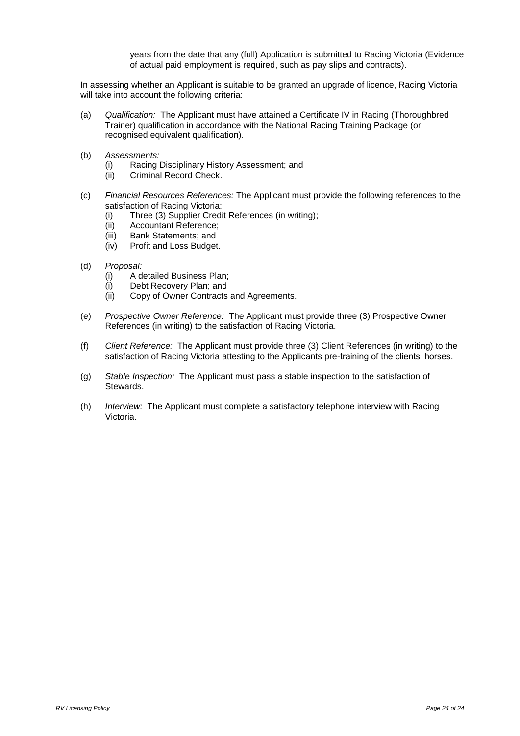years from the date that any (full) Application is submitted to Racing Victoria (Evidence of actual paid employment is required, such as pay slips and contracts).

In assessing whether an Applicant is suitable to be granted an upgrade of licence, Racing Victoria will take into account the following criteria:

(a) *Qualification:* The Applicant must have attained a Certificate IV in Racing (Thoroughbred Trainer) qualification in accordance with the National Racing Training Package (or recognised equivalent qualification).

(b) *Assessments:*
   (i) Racing Disciplinary History Assessment; and
   (ii) Criminal Record Check.

(c) *Financial Resources References:* The Applicant must provide the following references to the satisfaction of Racing Victoria:
   (i) Three (3) Supplier Credit References (in writing);
   (ii) Accountant Reference;
   (iii) Bank Statements; and
   (iv) Profit and Loss Budget.

(d) *Proposal:*
   (i) A detailed Business Plan;
   (i) Debt Recovery Plan; and
   (ii) Copy of Owner Contracts and Agreements.

(e) *Prospective Owner Reference:* The Applicant must provide three (3) Prospective Owner References (in writing) to the satisfaction of Racing Victoria.

(f) *Client Reference:* The Applicant must provide three (3) Client References (in writing) to the satisfaction of Racing Victoria attesting to the Applicants pre-training of the clients' horses.

(g) *Stable Inspection:* The Applicant must pass a stable inspection to the satisfaction of Stewards.

(h) *Interview:* The Applicant must complete a satisfactory telephone interview with Racing Victoria.